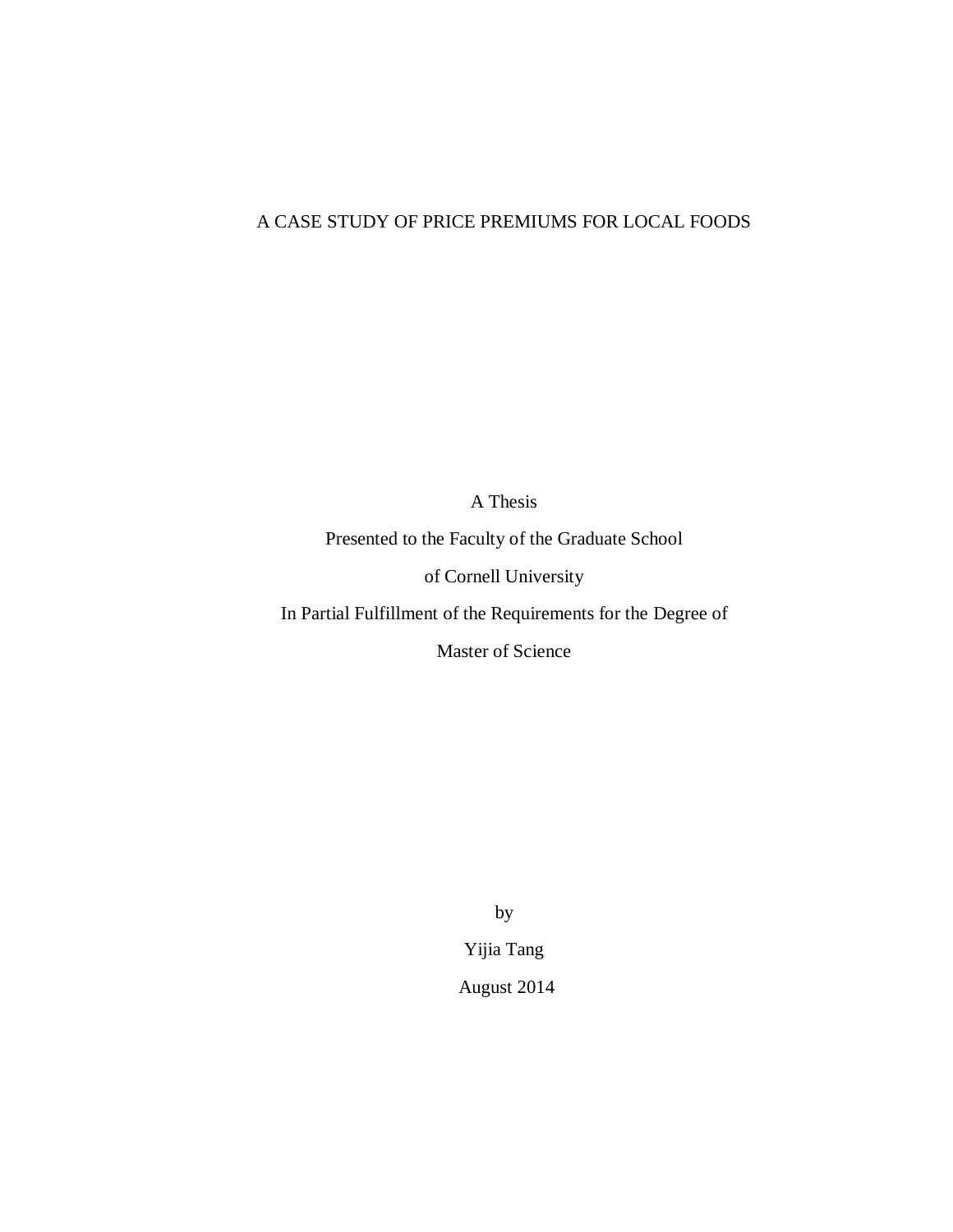# A CASE STUDY OF PRICE PREMIUMS FOR LOCAL FOODS

A Thesis

Presented to the Faculty of the Graduate School

of Cornell University

In Partial Fulfillment of the Requirements for the Degree of

Master of Science

by

Yijia Tang

August 2014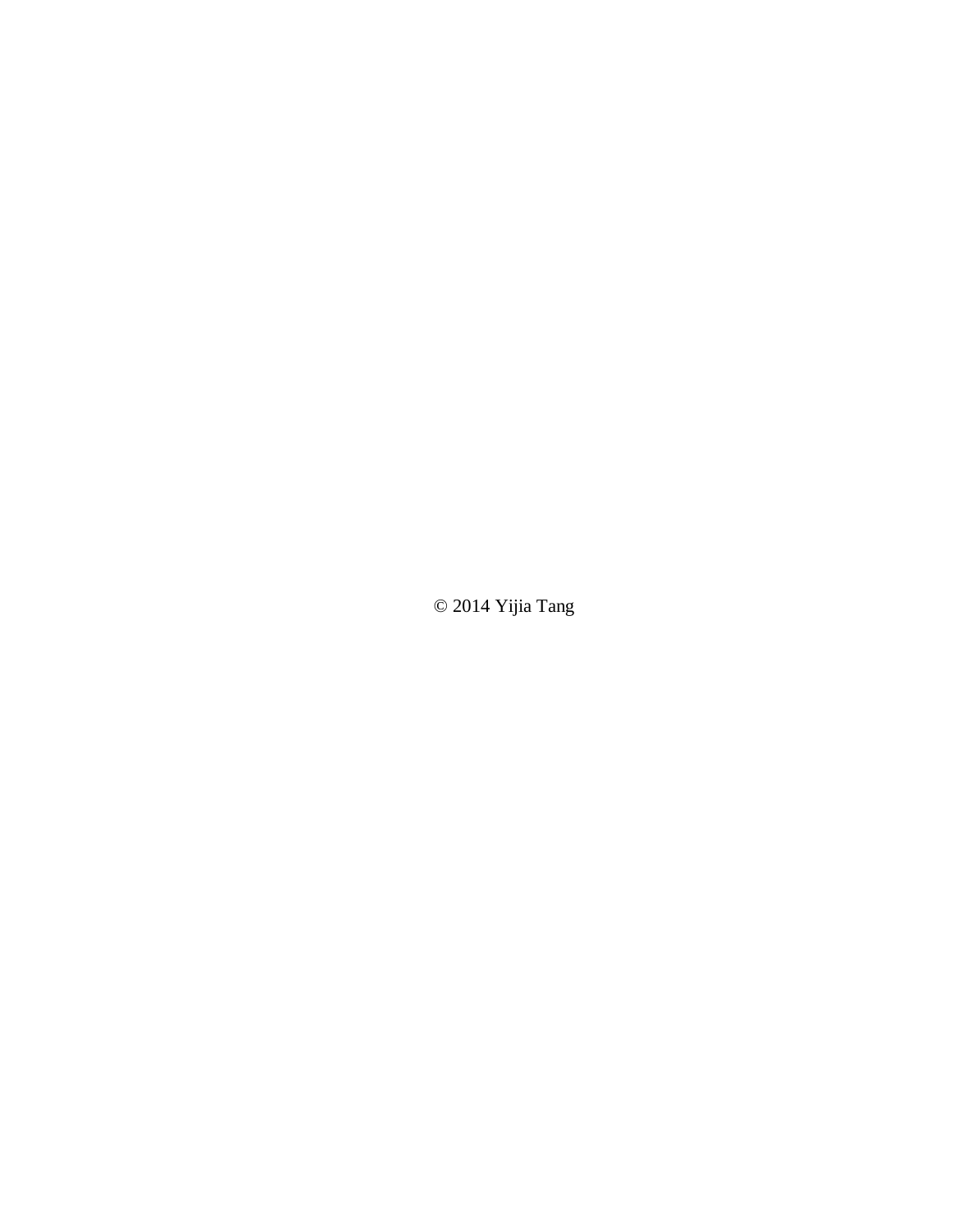© 2014 Yijia Tang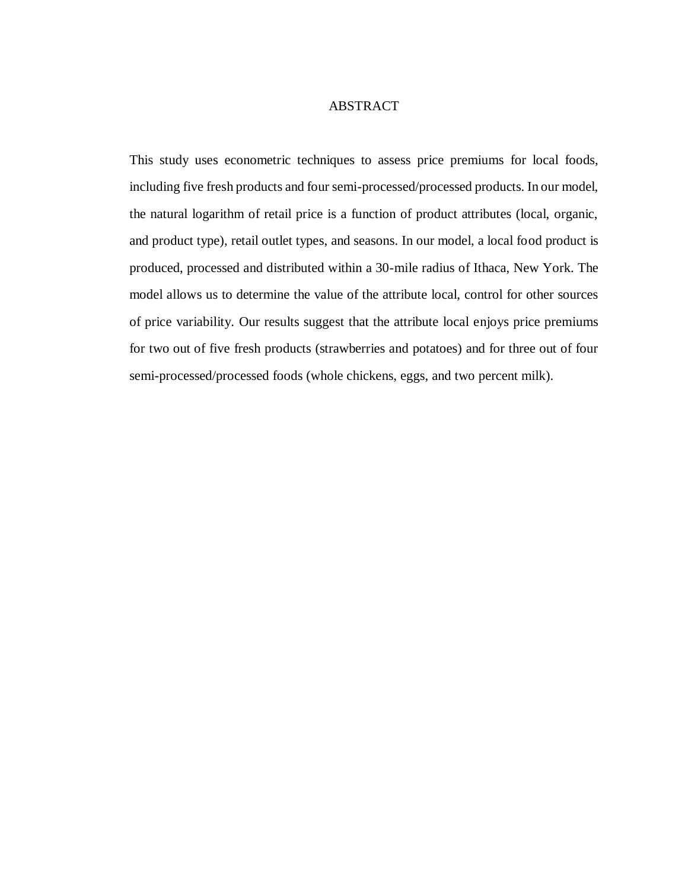# ABSTRACT

This study uses econometric techniques to assess price premiums for local foods, including five fresh products and four semi-processed/processed products. In our model, the natural logarithm of retail price is a function of product attributes (local, organic, and product type), retail outlet types, and seasons. In our model, a local food product is produced, processed and distributed within a 30-mile radius of Ithaca, New York. The model allows us to determine the value of the attribute local, control for other sources of price variability. Our results suggest that the attribute local enjoys price premiums for two out of five fresh products (strawberries and potatoes) and for three out of four semi-processed/processed foods (whole chickens, eggs, and two percent milk).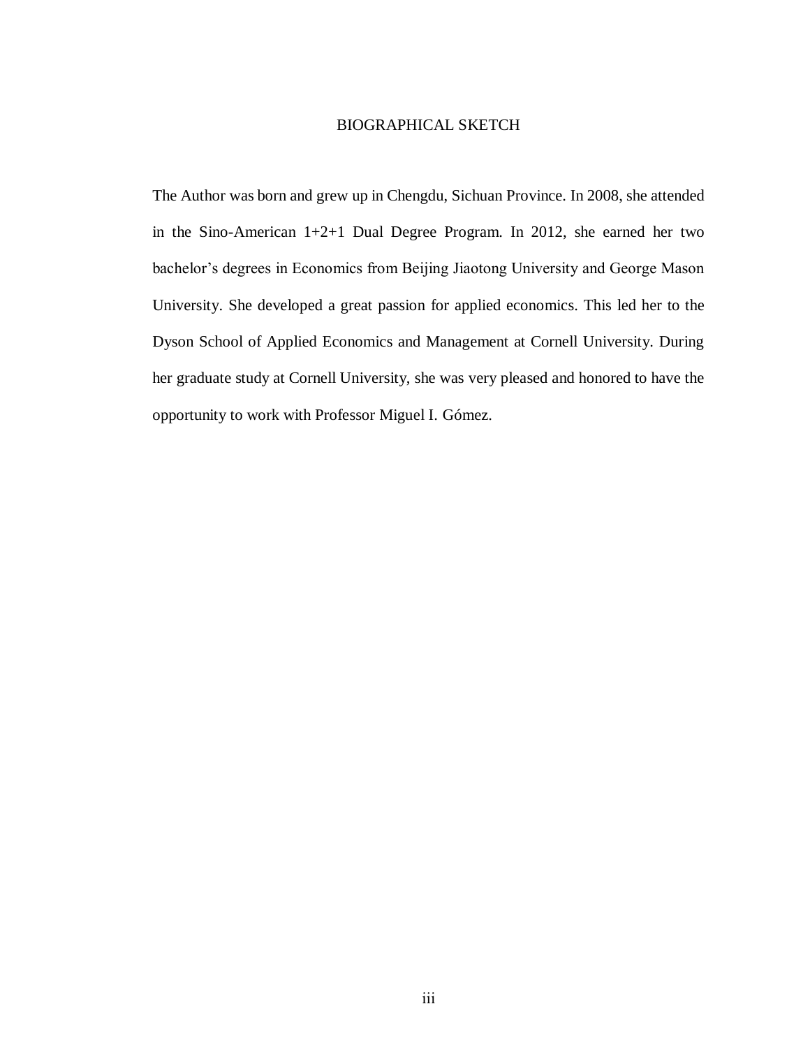# BIOGRAPHICAL SKETCH

The Author was born and grew up in Chengdu, Sichuan Province. In 2008, she attended in the Sino-American 1+2+1 Dual Degree Program. In 2012, she earned her two bachelor's degrees in Economics from Beijing Jiaotong University and George Mason University. She developed a great passion for applied economics. This led her to the Dyson School of Applied Economics and Management at Cornell University. During her graduate study at Cornell University, she was very pleased and honored to have the opportunity to work with Professor Miguel I. Gómez.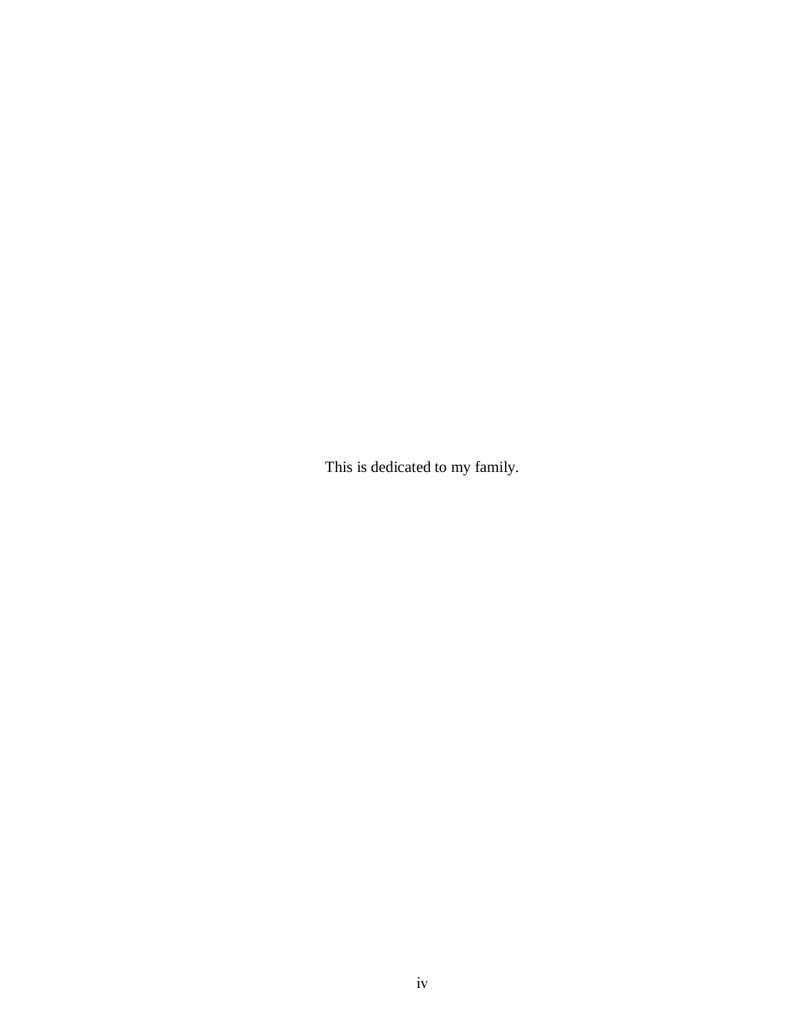This is dedicated to my family.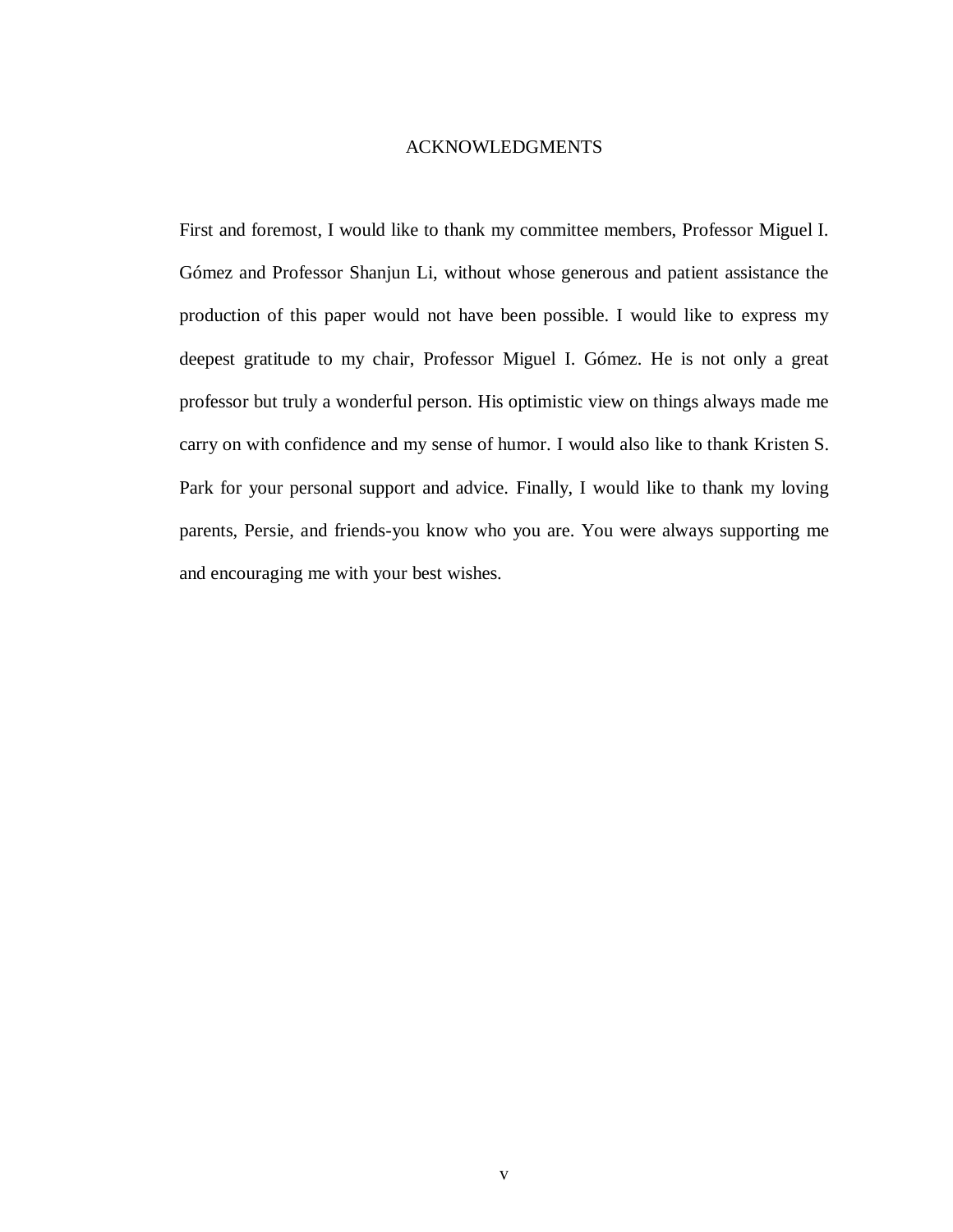# ACKNOWLEDGMENTS

First and foremost, I would like to thank my committee members, Professor Miguel I. Gómez and Professor Shanjun Li, without whose generous and patient assistance the production of this paper would not have been possible. I would like to express my deepest gratitude to my chair, Professor Miguel I. Gómez. He is not only a great professor but truly a wonderful person. His optimistic view on things always made me carry on with confidence and my sense of humor. I would also like to thank Kristen S. Park for your personal support and advice. Finally, I would like to thank my loving parents, Persie, and friends-you know who you are. You were always supporting me and encouraging me with your best wishes.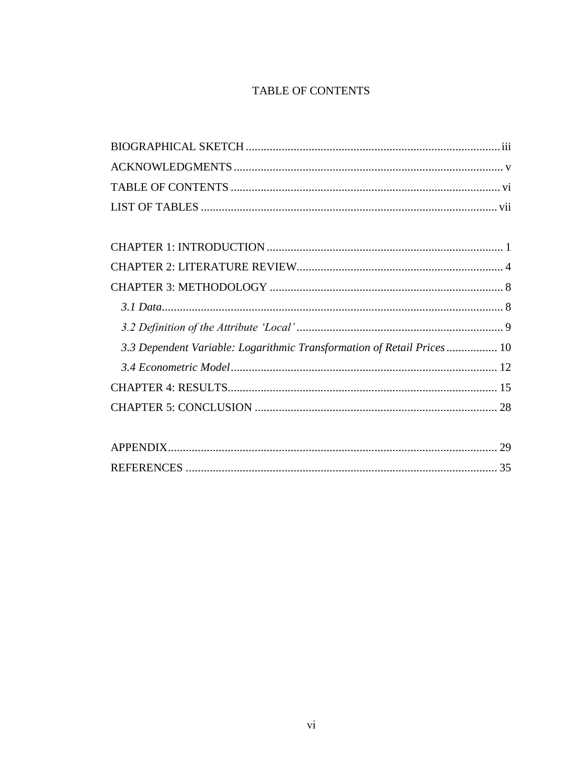# TABLE OF CONTENTS

BIOGRAPHICAL SKETCH ..................................................................................... iii
ACKNOWLEDGMENTS ........................................................................................... v
TABLE OF CONTENTS .......................................................................................... vi
LIST OF TABLES .................................................................................................. vii

CHAPTER 1: INTRODUCTION ............................................................................... 1
CHAPTER 2: LITERATURE REVIEW..................................................................... 4
CHAPTER 3: METHODOLOGY .............................................................................. 8
  *3.1 Data*.................................................................................................................. 8
  *3.2 Definition of the Attribute 'Local'* ..................................................................... 9
  *3.3 Dependent Variable: Logarithmic Transformation of Retail Prices* ................. 10
  *3.4 Econometric Model*......................................................................................... 12
CHAPTER 4: RESULTS.......................................................................................... 15
CHAPTER 5: CONCLUSION ................................................................................. 28

APPENDIX............................................................................................................. 29
REFERENCES ........................................................................................................ 35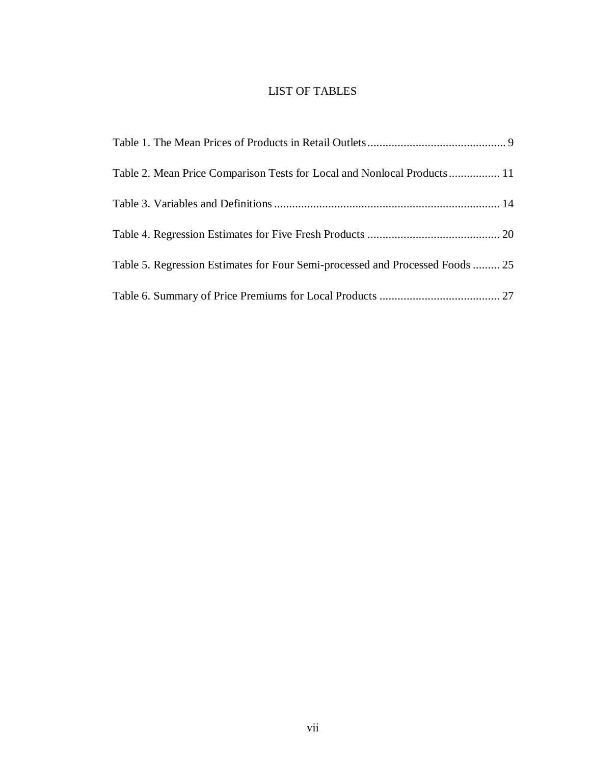# LIST OF TABLES

Table 1. The Mean Prices of Products in Retail Outlets .............................................. 9

Table 2. Mean Price Comparison Tests for Local and Nonlocal Products ................. 11

Table 3. Variables and Definitions ........................................................................... 14

Table 4. Regression Estimates for Five Fresh Products ............................................ 20

Table 5. Regression Estimates for Four Semi-processed and Processed Foods ......... 25

Table 6. Summary of Price Premiums for Local Products ........................................ 27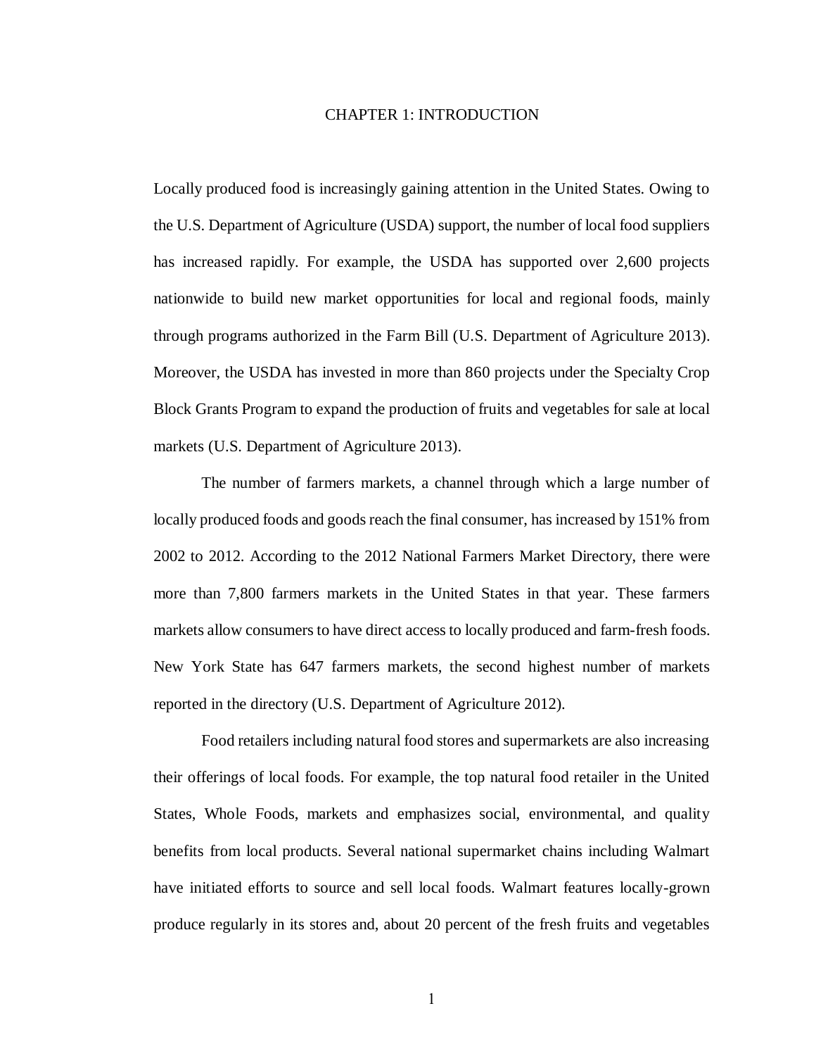# CHAPTER 1: INTRODUCTION

Locally produced food is increasingly gaining attention in the United States. Owing to the U.S. Department of Agriculture (USDA) support, the number of local food suppliers has increased rapidly. For example, the USDA has supported over 2,600 projects nationwide to build new market opportunities for local and regional foods, mainly through programs authorized in the Farm Bill (U.S. Department of Agriculture 2013). Moreover, the USDA has invested in more than 860 projects under the Specialty Crop Block Grants Program to expand the production of fruits and vegetables for sale at local markets (U.S. Department of Agriculture 2013).

The number of farmers markets, a channel through which a large number of locally produced foods and goods reach the final consumer, has increased by 151% from 2002 to 2012. According to the 2012 National Farmers Market Directory, there were more than 7,800 farmers markets in the United States in that year. These farmers markets allow consumers to have direct access to locally produced and farm-fresh foods. New York State has 647 farmers markets, the second highest number of markets reported in the directory (U.S. Department of Agriculture 2012).

Food retailers including natural food stores and supermarkets are also increasing their offerings of local foods. For example, the top natural food retailer in the United States, Whole Foods, markets and emphasizes social, environmental, and quality benefits from local products. Several national supermarket chains including Walmart have initiated efforts to source and sell local foods. Walmart features locally-grown produce regularly in its stores and, about 20 percent of the fresh fruits and vegetables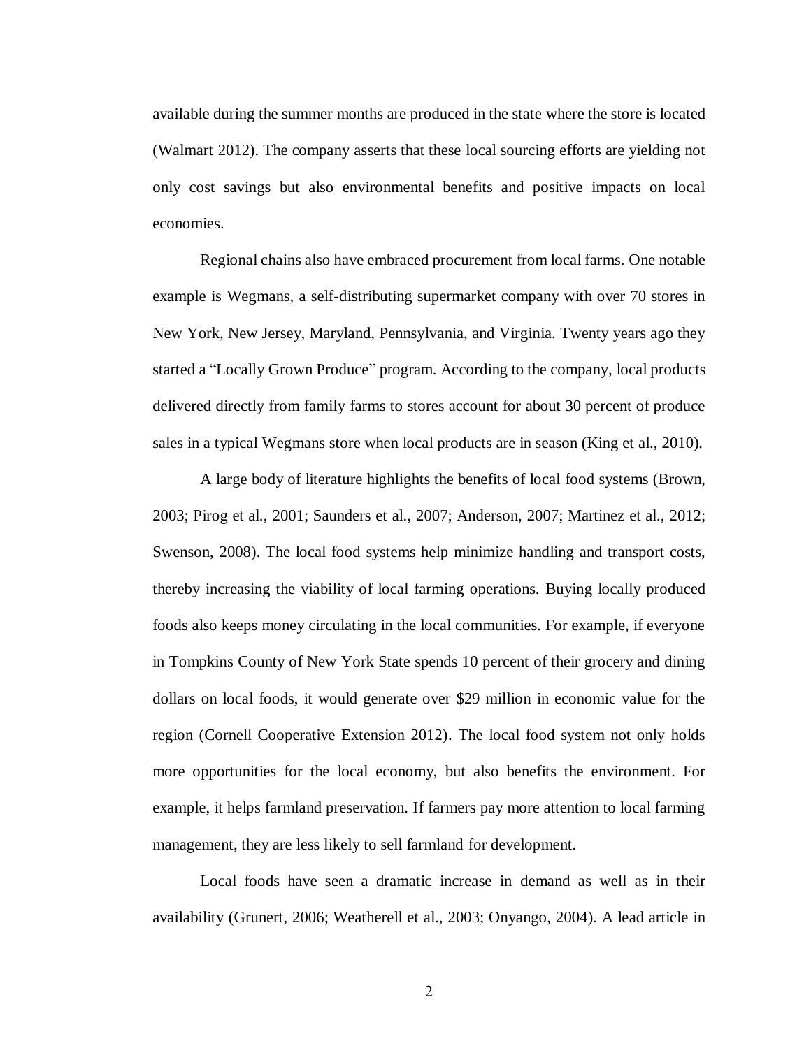available during the summer months are produced in the state where the store is located (Walmart 2012). The company asserts that these local sourcing efforts are yielding not only cost savings but also environmental benefits and positive impacts on local economies.

Regional chains also have embraced procurement from local farms. One notable example is Wegmans, a self-distributing supermarket company with over 70 stores in New York, New Jersey, Maryland, Pennsylvania, and Virginia. Twenty years ago they started a "Locally Grown Produce" program. According to the company, local products delivered directly from family farms to stores account for about 30 percent of produce sales in a typical Wegmans store when local products are in season (King et al., 2010).

A large body of literature highlights the benefits of local food systems (Brown, 2003; Pirog et al., 2001; Saunders et al., 2007; Anderson, 2007; Martinez et al., 2012; Swenson, 2008). The local food systems help minimize handling and transport costs, thereby increasing the viability of local farming operations. Buying locally produced foods also keeps money circulating in the local communities. For example, if everyone in Tompkins County of New York State spends 10 percent of their grocery and dining dollars on local foods, it would generate over $29 million in economic value for the region (Cornell Cooperative Extension 2012). The local food system not only holds more opportunities for the local economy, but also benefits the environment. For example, it helps farmland preservation. If farmers pay more attention to local farming management, they are less likely to sell farmland for development.

Local foods have seen a dramatic increase in demand as well as in their availability (Grunert, 2006; Weatherell et al., 2003; Onyango, 2004). A lead article in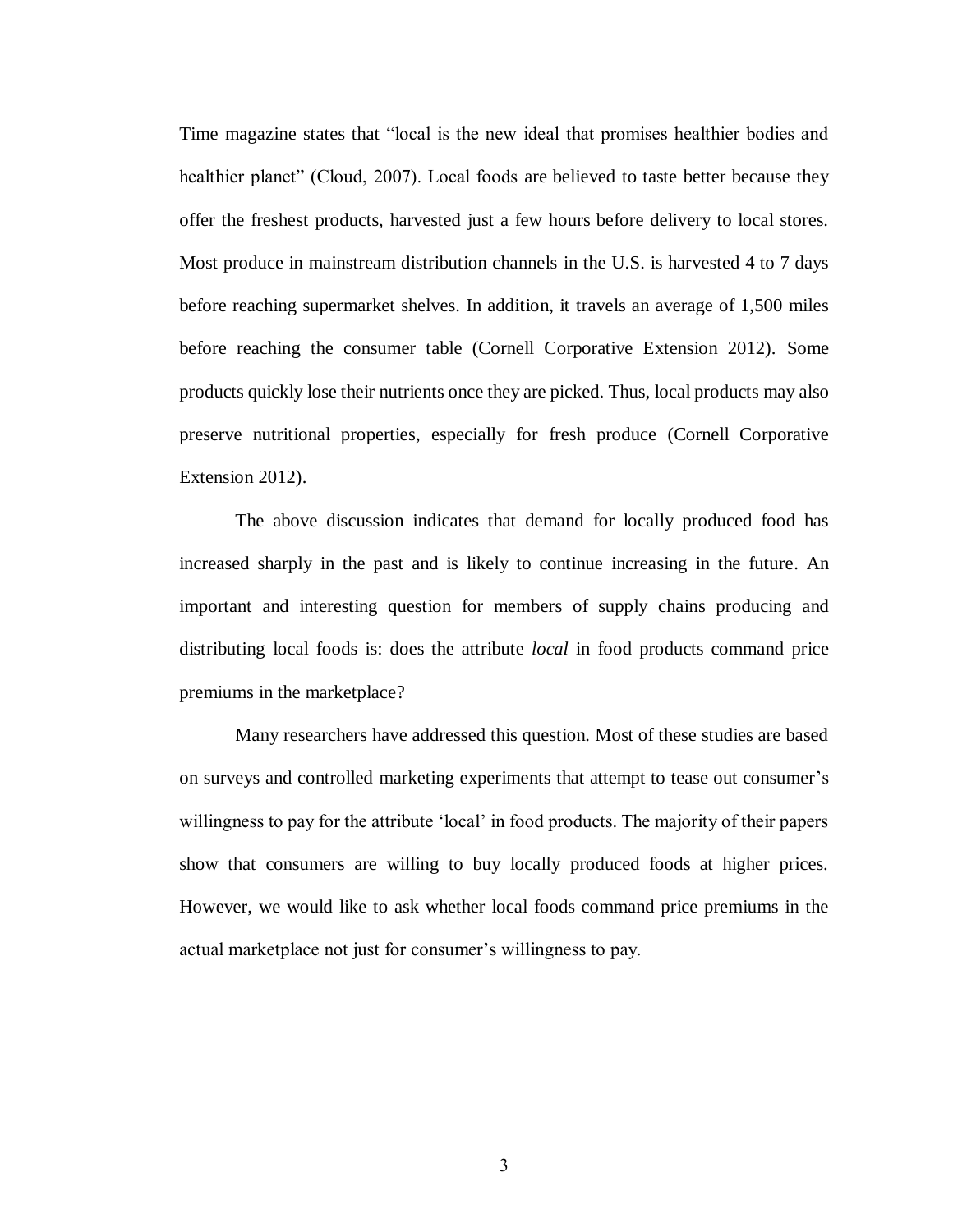Time magazine states that "local is the new ideal that promises healthier bodies and healthier planet" (Cloud, 2007). Local foods are believed to taste better because they offer the freshest products, harvested just a few hours before delivery to local stores. Most produce in mainstream distribution channels in the U.S. is harvested 4 to 7 days before reaching supermarket shelves. In addition, it travels an average of 1,500 miles before reaching the consumer table (Cornell Corporative Extension 2012). Some products quickly lose their nutrients once they are picked. Thus, local products may also preserve nutritional properties, especially for fresh produce (Cornell Corporative Extension 2012).

The above discussion indicates that demand for locally produced food has increased sharply in the past and is likely to continue increasing in the future. An important and interesting question for members of supply chains producing and distributing local foods is: does the attribute *local* in food products command price premiums in the marketplace?

Many researchers have addressed this question. Most of these studies are based on surveys and controlled marketing experiments that attempt to tease out consumer's willingness to pay for the attribute 'local' in food products. The majority of their papers show that consumers are willing to buy locally produced foods at higher prices. However, we would like to ask whether local foods command price premiums in the actual marketplace not just for consumer's willingness to pay.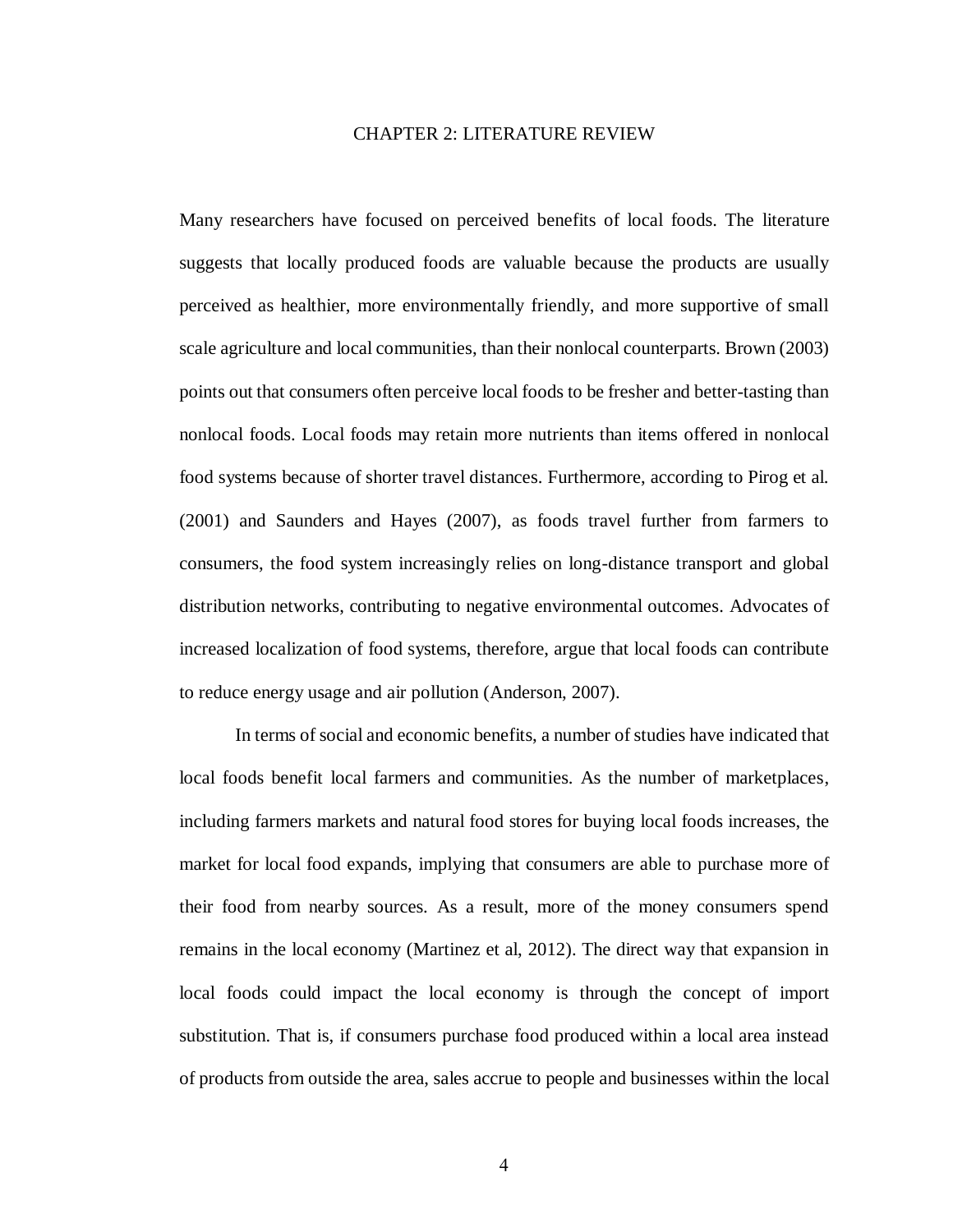# CHAPTER 2: LITERATURE REVIEW

Many researchers have focused on perceived benefits of local foods. The literature suggests that locally produced foods are valuable because the products are usually perceived as healthier, more environmentally friendly, and more supportive of small scale agriculture and local communities, than their nonlocal counterparts. Brown (2003) points out that consumers often perceive local foods to be fresher and better-tasting than nonlocal foods. Local foods may retain more nutrients than items offered in nonlocal food systems because of shorter travel distances. Furthermore, according to Pirog et al. (2001) and Saunders and Hayes (2007), as foods travel further from farmers to consumers, the food system increasingly relies on long-distance transport and global distribution networks, contributing to negative environmental outcomes. Advocates of increased localization of food systems, therefore, argue that local foods can contribute to reduce energy usage and air pollution (Anderson, 2007).

In terms of social and economic benefits, a number of studies have indicated that local foods benefit local farmers and communities. As the number of marketplaces, including farmers markets and natural food stores for buying local foods increases, the market for local food expands, implying that consumers are able to purchase more of their food from nearby sources. As a result, more of the money consumers spend remains in the local economy (Martinez et al, 2012). The direct way that expansion in local foods could impact the local economy is through the concept of import substitution. That is, if consumers purchase food produced within a local area instead of products from outside the area, sales accrue to people and businesses within the local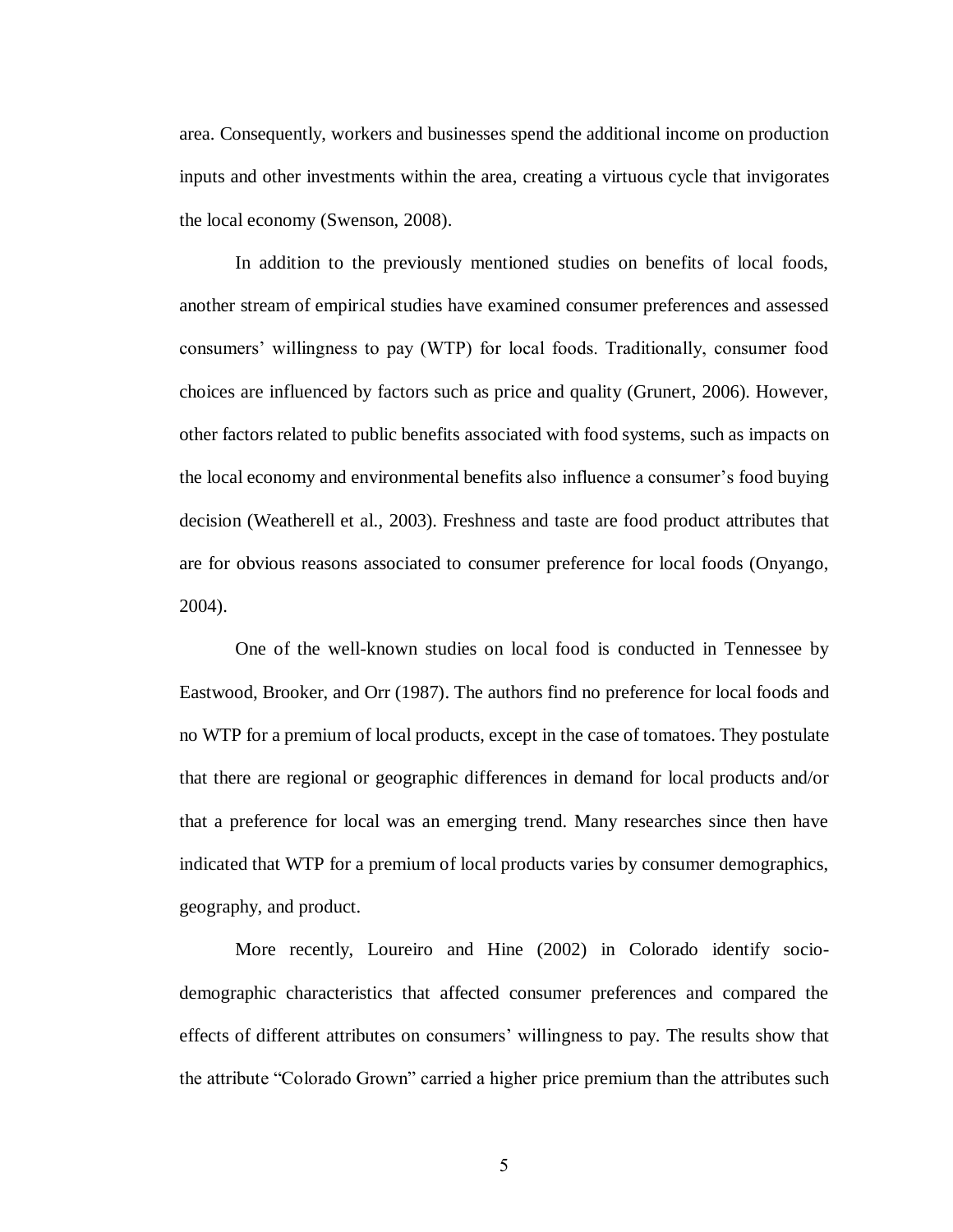area. Consequently, workers and businesses spend the additional income on production inputs and other investments within the area, creating a virtuous cycle that invigorates the local economy (Swenson, 2008).

In addition to the previously mentioned studies on benefits of local foods, another stream of empirical studies have examined consumer preferences and assessed consumers' willingness to pay (WTP) for local foods. Traditionally, consumer food choices are influenced by factors such as price and quality (Grunert, 2006). However, other factors related to public benefits associated with food systems, such as impacts on the local economy and environmental benefits also influence a consumer's food buying decision (Weatherell et al., 2003). Freshness and taste are food product attributes that are for obvious reasons associated to consumer preference for local foods (Onyango, 2004).

One of the well-known studies on local food is conducted in Tennessee by Eastwood, Brooker, and Orr (1987). The authors find no preference for local foods and no WTP for a premium of local products, except in the case of tomatoes. They postulate that there are regional or geographic differences in demand for local products and/or that a preference for local was an emerging trend. Many researches since then have indicated that WTP for a premium of local products varies by consumer demographics, geography, and product.

More recently, Loureiro and Hine (2002) in Colorado identify socio-demographic characteristics that affected consumer preferences and compared the effects of different attributes on consumers' willingness to pay. The results show that the attribute "Colorado Grown" carried a higher price premium than the attributes such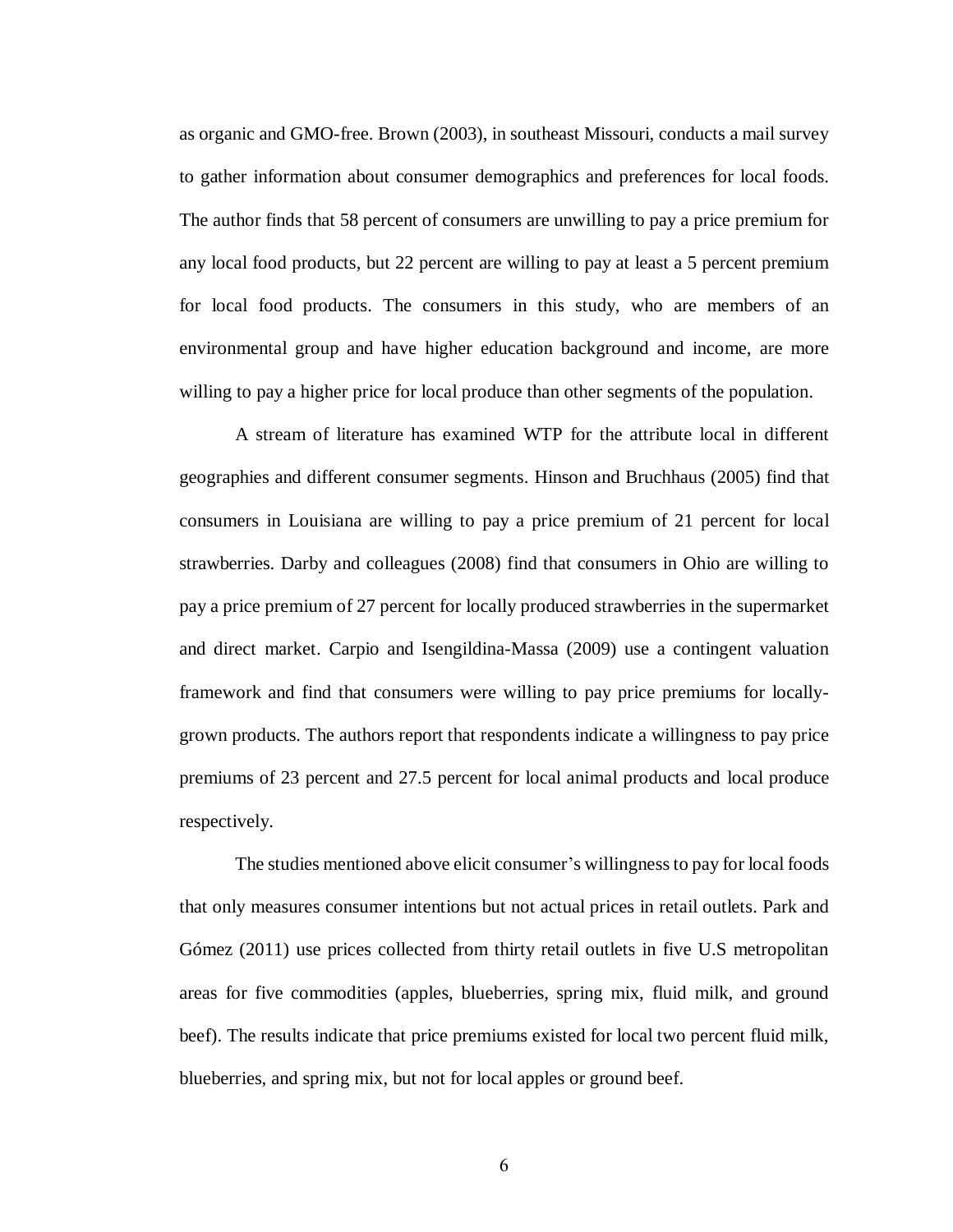as organic and GMO-free. Brown (2003), in southeast Missouri, conducts a mail survey to gather information about consumer demographics and preferences for local foods. The author finds that 58 percent of consumers are unwilling to pay a price premium for any local food products, but 22 percent are willing to pay at least a 5 percent premium for local food products. The consumers in this study, who are members of an environmental group and have higher education background and income, are more willing to pay a higher price for local produce than other segments of the population.

A stream of literature has examined WTP for the attribute local in different geographies and different consumer segments. Hinson and Bruchhaus (2005) find that consumers in Louisiana are willing to pay a price premium of 21 percent for local strawberries. Darby and colleagues (2008) find that consumers in Ohio are willing to pay a price premium of 27 percent for locally produced strawberries in the supermarket and direct market. Carpio and Isengildina-Massa (2009) use a contingent valuation framework and find that consumers were willing to pay price premiums for locally-grown products. The authors report that respondents indicate a willingness to pay price premiums of 23 percent and 27.5 percent for local animal products and local produce respectively.

The studies mentioned above elicit consumer's willingness to pay for local foods that only measures consumer intentions but not actual prices in retail outlets. Park and Gómez (2011) use prices collected from thirty retail outlets in five U.S metropolitan areas for five commodities (apples, blueberries, spring mix, fluid milk, and ground beef). The results indicate that price premiums existed for local two percent fluid milk, blueberries, and spring mix, but not for local apples or ground beef.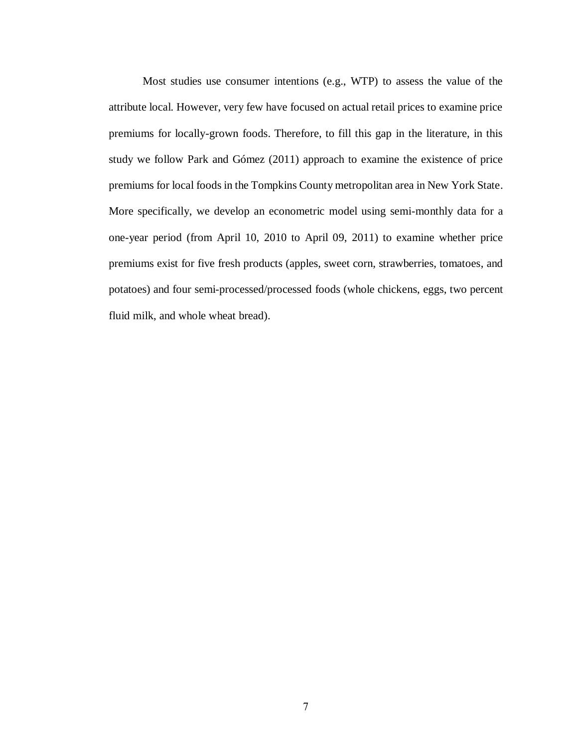Most studies use consumer intentions (e.g., WTP) to assess the value of the attribute local. However, very few have focused on actual retail prices to examine price premiums for locally-grown foods. Therefore, to fill this gap in the literature, in this study we follow Park and Gómez (2011) approach to examine the existence of price premiums for local foods in the Tompkins County metropolitan area in New York State. More specifically, we develop an econometric model using semi-monthly data for a one-year period (from April 10, 2010 to April 09, 2011) to examine whether price premiums exist for five fresh products (apples, sweet corn, strawberries, tomatoes, and potatoes) and four semi-processed/processed foods (whole chickens, eggs, two percent fluid milk, and whole wheat bread).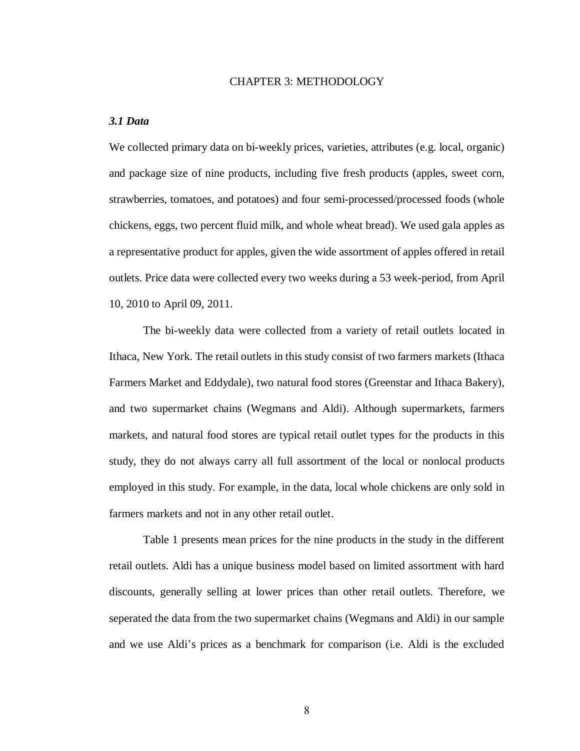# CHAPTER 3: METHODOLOGY

### *3.1 Data*

We collected primary data on bi-weekly prices, varieties, attributes (e.g. local, organic) and package size of nine products, including five fresh products (apples, sweet corn, strawberries, tomatoes, and potatoes) and four semi-processed/processed foods (whole chickens, eggs, two percent fluid milk, and whole wheat bread). We used gala apples as a representative product for apples, given the wide assortment of apples offered in retail outlets. Price data were collected every two weeks during a 53 week-period, from April 10, 2010 to April 09, 2011.

The bi-weekly data were collected from a variety of retail outlets located in Ithaca, New York. The retail outlets in this study consist of two farmers markets (Ithaca Farmers Market and Eddydale), two natural food stores (Greenstar and Ithaca Bakery), and two supermarket chains (Wegmans and Aldi). Although supermarkets, farmers markets, and natural food stores are typical retail outlet types for the products in this study, they do not always carry all full assortment of the local or nonlocal products employed in this study. For example, in the data, local whole chickens are only sold in farmers markets and not in any other retail outlet.

Table 1 presents mean prices for the nine products in the study in the different retail outlets. Aldi has a unique business model based on limited assortment with hard discounts, generally selling at lower prices than other retail outlets. Therefore, we seperated the data from the two supermarket chains (Wegmans and Aldi) in our sample and we use Aldi's prices as a benchmark for comparison (i.e. Aldi is the excluded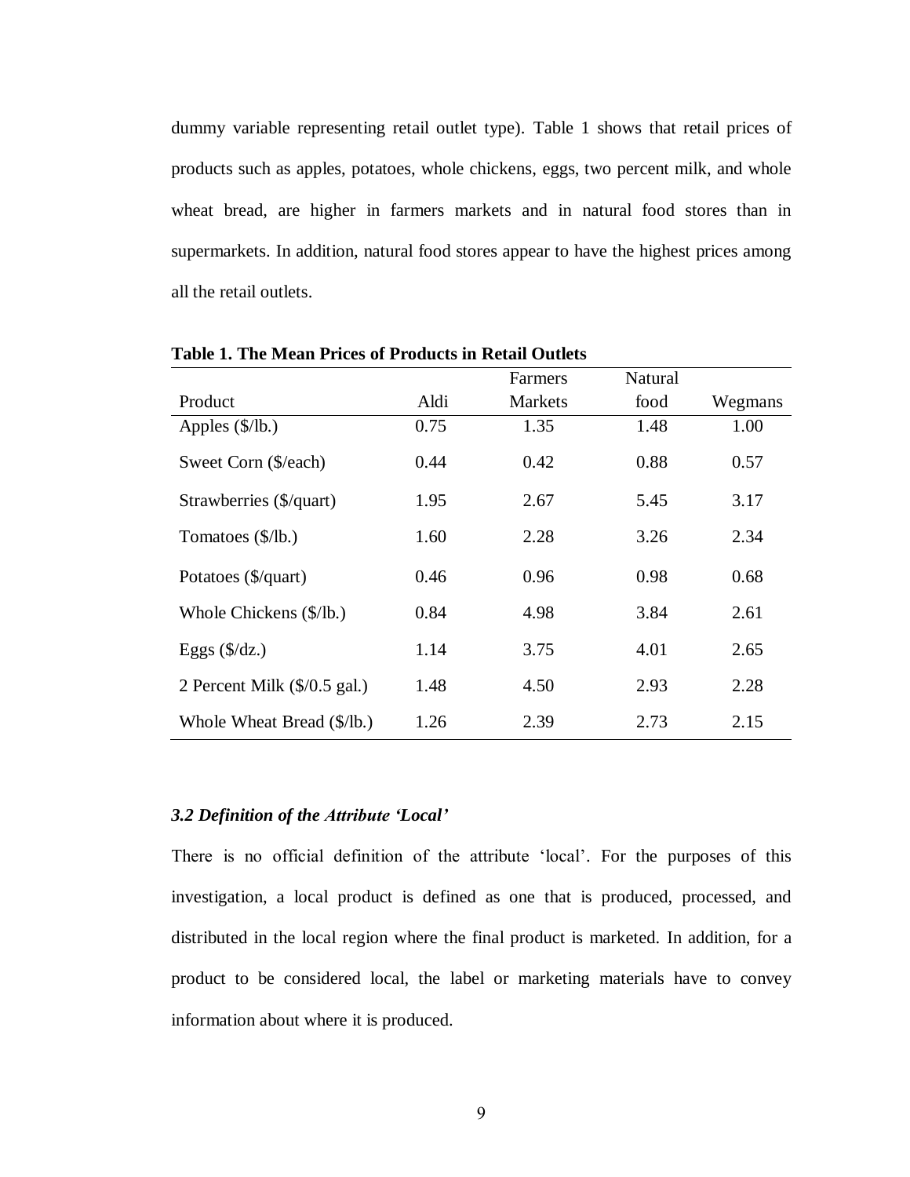dummy variable representing retail outlet type). Table 1 shows that retail prices of products such as apples, potatoes, whole chickens, eggs, two percent milk, and whole wheat bread, are higher in farmers markets and in natural food stores than in supermarkets. In addition, natural food stores appear to have the highest prices among all the retail outlets.

**Table 1. The Mean Prices of Products in Retail Outlets**

| Product | Aldi | Farmers Markets | Natural food | Wegmans |
|---|---|---|---|---|
| Apples ($/lb.) | 0.75 | 1.35 | 1.48 | 1.00 |
| Sweet Corn ($/each) | 0.44 | 0.42 | 0.88 | 0.57 |
| Strawberries ($/quart) | 1.95 | 2.67 | 5.45 | 3.17 |
| Tomatoes ($/lb.) | 1.60 | 2.28 | 3.26 | 2.34 |
| Potatoes ($/quart) | 0.46 | 0.96 | 0.98 | 0.68 |
| Whole Chickens ($/lb.) | 0.84 | 4.98 | 3.84 | 2.61 |
| Eggs ($/dz.) | 1.14 | 3.75 | 4.01 | 2.65 |
| 2 Percent Milk ($/0.5 gal.) | 1.48 | 4.50 | 2.93 | 2.28 |
| Whole Wheat Bread ($/lb.) | 1.26 | 2.39 | 2.73 | 2.15 |

### *3.2 Definition of the Attribute 'Local'*

There is no official definition of the attribute 'local'. For the purposes of this investigation, a local product is defined as one that is produced, processed, and distributed in the local region where the final product is marketed. In addition, for a product to be considered local, the label or marketing materials have to convey information about where it is produced.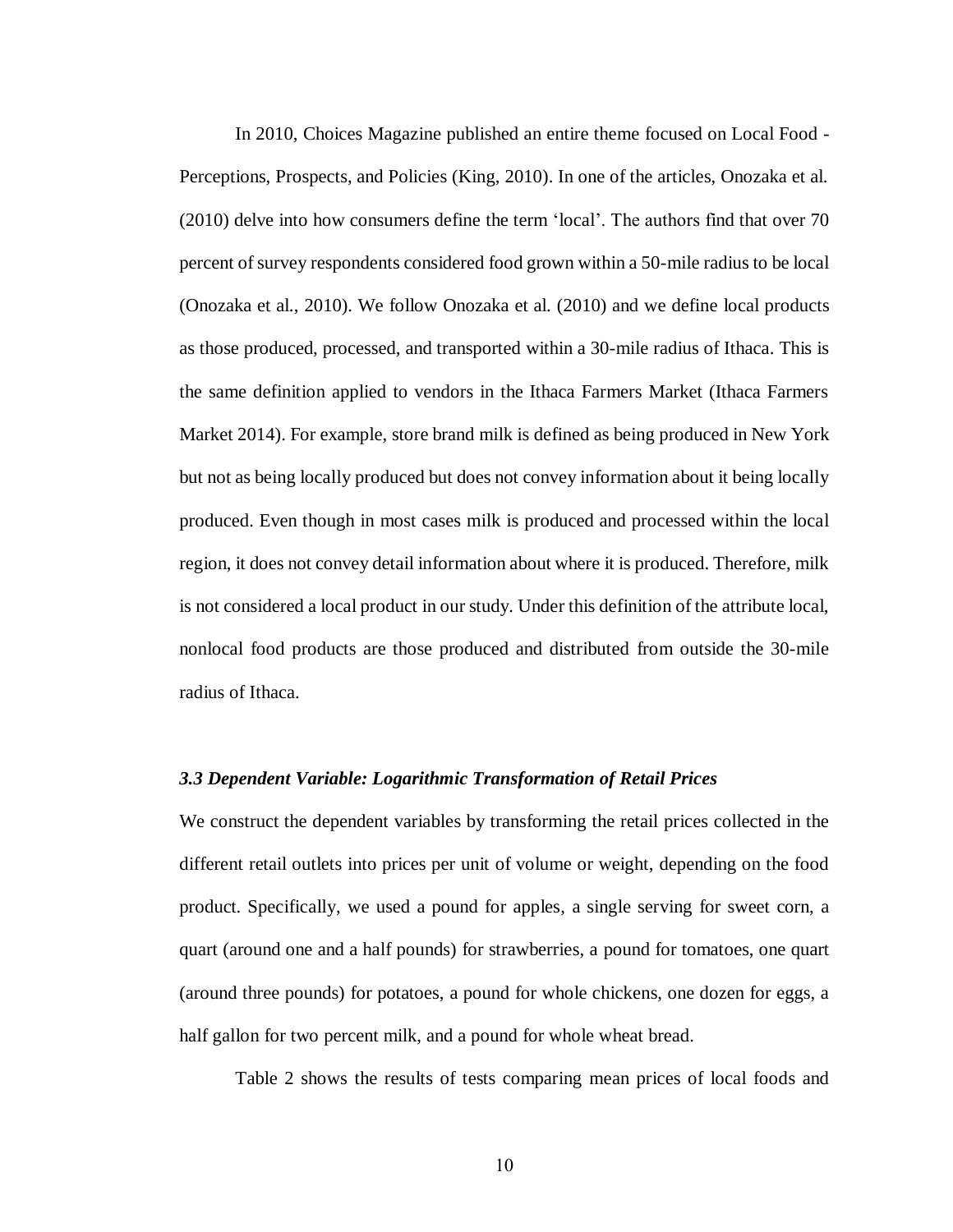In 2010, Choices Magazine published an entire theme focused on Local Food - Perceptions, Prospects, and Policies (King, 2010). In one of the articles, Onozaka et al. (2010) delve into how consumers define the term 'local'. The authors find that over 70 percent of survey respondents considered food grown within a 50-mile radius to be local (Onozaka et al., 2010). We follow Onozaka et al. (2010) and we define local products as those produced, processed, and transported within a 30-mile radius of Ithaca. This is the same definition applied to vendors in the Ithaca Farmers Market (Ithaca Farmers Market 2014). For example, store brand milk is defined as being produced in New York but not as being locally produced but does not convey information about it being locally produced. Even though in most cases milk is produced and processed within the local region, it does not convey detail information about where it is produced. Therefore, milk is not considered a local product in our study. Under this definition of the attribute local, nonlocal food products are those produced and distributed from outside the 30-mile radius of Ithaca.

### *3.3 Dependent Variable: Logarithmic Transformation of Retail Prices*

We construct the dependent variables by transforming the retail prices collected in the different retail outlets into prices per unit of volume or weight, depending on the food product. Specifically, we used a pound for apples, a single serving for sweet corn, a quart (around one and a half pounds) for strawberries, a pound for tomatoes, one quart (around three pounds) for potatoes, a pound for whole chickens, one dozen for eggs, a half gallon for two percent milk, and a pound for whole wheat bread.

Table 2 shows the results of tests comparing mean prices of local foods and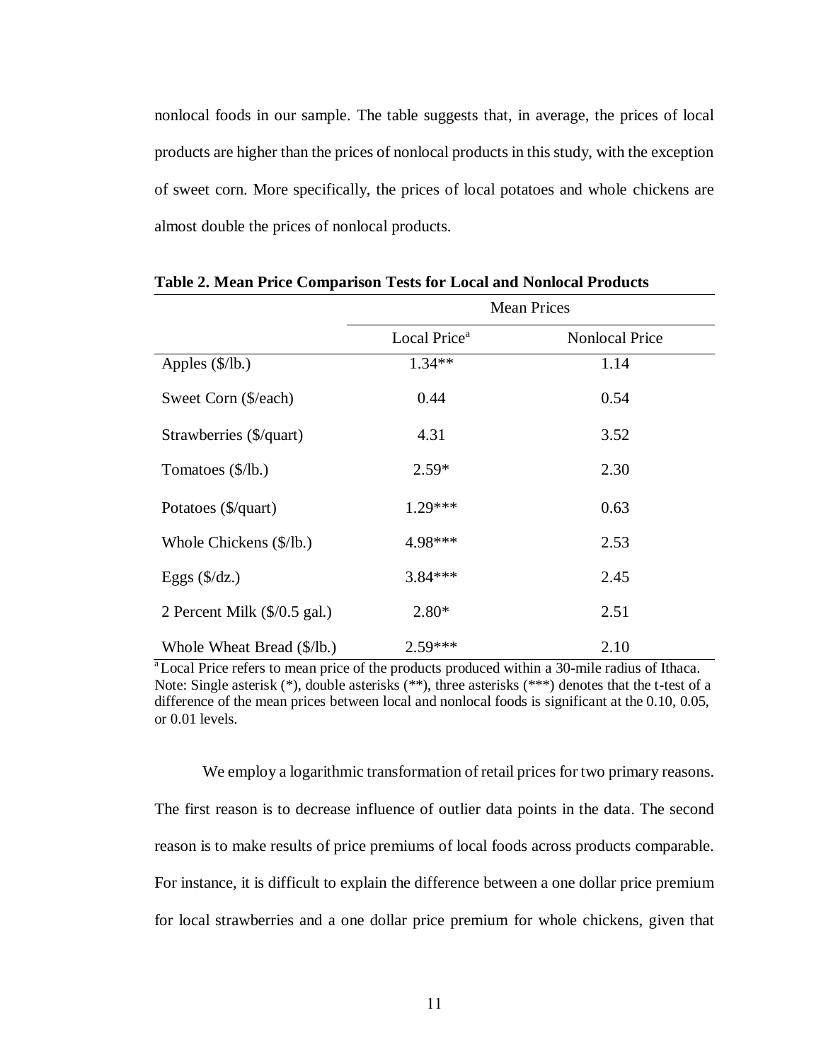nonlocal foods in our sample. The table suggests that, in average, the prices of local products are higher than the prices of nonlocal products in this study, with the exception of sweet corn. More specifically, the prices of local potatoes and whole chickens are almost double the prices of nonlocal products.

**Table 2. Mean Price Comparison Tests for Local and Nonlocal Products**

| | Mean Prices | |
|---|---|---|
| | Local Price[a] | Nonlocal Price |
| Apples (\$/lb.) | 1.34** | 1.14 |
| Sweet Corn (\$/each) | 0.44 | 0.54 |
| Strawberries (\$/quart) | 4.31 | 3.52 |
| Tomatoes (\$/lb.) | 2.59* | 2.30 |
| Potatoes (\$/quart) | 1.29*** | 0.63 |
| Whole Chickens (\$/lb.) | 4.98*** | 2.53 |
| Eggs (\$/dz.) | 3.84*** | 2.45 |
| 2 Percent Milk (\$/0.5 gal.) | 2.80* | 2.51 |
| Whole Wheat Bread (\$/lb.) | 2.59*** | 2.10 |

[a] Local Price refers to mean price of the products produced within a 30-mile radius of Ithaca.
Note: Single asterisk (*), double asterisks (**), three asterisks (***) denotes that the t-test of a difference of the mean prices between local and nonlocal foods is significant at the 0.10, 0.05, or 0.01 levels.

We employ a logarithmic transformation of retail prices for two primary reasons. The first reason is to decrease influence of outlier data points in the data. The second reason is to make results of price premiums of local foods across products comparable. For instance, it is difficult to explain the difference between a one dollar price premium for local strawberries and a one dollar price premium for whole chickens, given that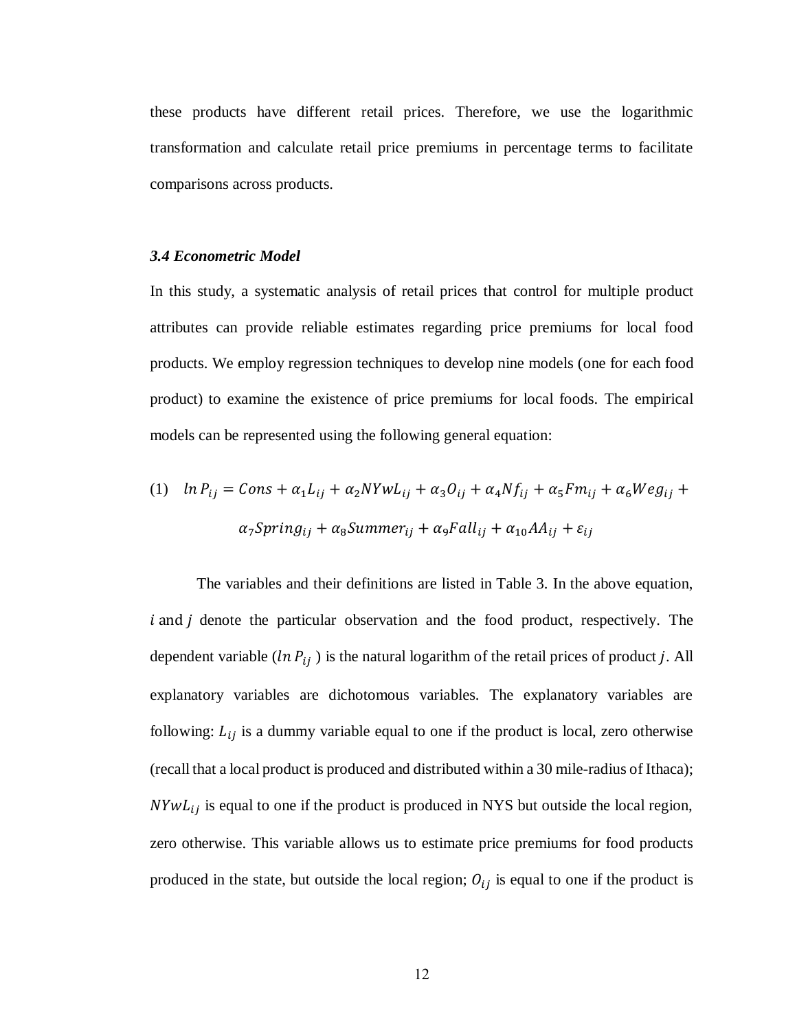these products have different retail prices. Therefore, we use the logarithmic transformation and calculate retail price premiums in percentage terms to facilitate comparisons across products.

### *3.4 Econometric Model*

In this study, a systematic analysis of retail prices that control for multiple product attributes can provide reliable estimates regarding price premiums for local food products. We employ regression techniques to develop nine models (one for each food product) to examine the existence of price premiums for local foods. The empirical models can be represented using the following general equation:

$$(1) \quad ln\, P_{ij} = Cons + \alpha_1 L_{ij} + \alpha_2 NYwL_{ij} + \alpha_3 O_{ij} + \alpha_4 Nf_{ij} + \alpha_5 Fm_{ij} + \alpha_6 Weg_{ij} + \alpha_7 Spring_{ij} + \alpha_8 Summer_{ij} + \alpha_9 Fall_{ij} + \alpha_{10} AA_{ij} + \varepsilon_{ij}$$

The variables and their definitions are listed in Table 3. In the above equation, $i$ and $j$ denote the particular observation and the food product, respectively. The dependent variable ($ln\, P_{ij}$) is the natural logarithm of the retail prices of product $j$. All explanatory variables are dichotomous variables. The explanatory variables are following: $L_{ij}$ is a dummy variable equal to one if the product is local, zero otherwise (recall that a local product is produced and distributed within a 30 mile-radius of Ithaca); $NYwL_{ij}$ is equal to one if the product is produced in NYS but outside the local region, zero otherwise. This variable allows us to estimate price premiums for food products produced in the state, but outside the local region; $O_{ij}$ is equal to one if the product is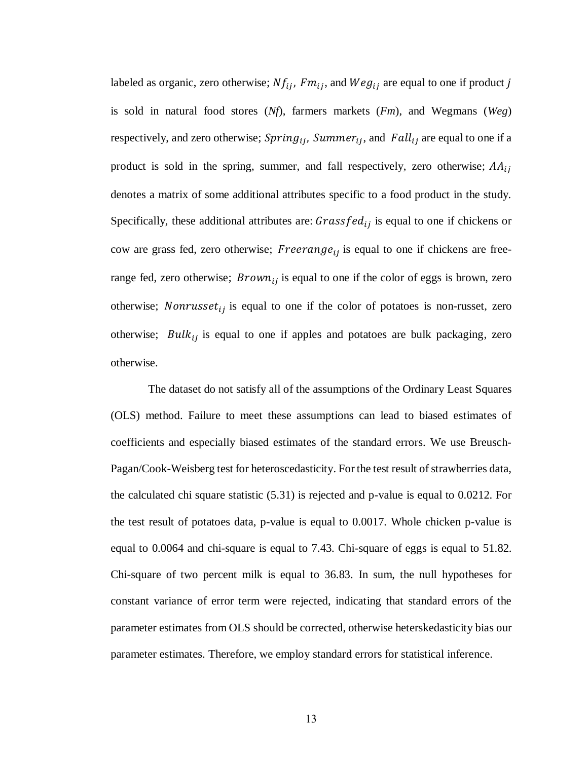labeled as organic, zero otherwise; $Nf_{ij}$, $Fm_{ij}$, and $Weg_{ij}$ are equal to one if product $j$ is sold in natural food stores (*Nf*), farmers markets (*Fm*), and Wegmans (*Weg*) respectively, and zero otherwise; $Spring_{ij}$, $Summer_{ij}$, and $Fall_{ij}$ are equal to one if a product is sold in the spring, summer, and fall respectively, zero otherwise; $AA_{ij}$ denotes a matrix of some additional attributes specific to a food product in the study. Specifically, these additional attributes are: $Grassfed_{ij}$ is equal to one if chickens or cow are grass fed, zero otherwise; $Freerange_{ij}$ is equal to one if chickens are free-range fed, zero otherwise; $Brown_{ij}$ is equal to one if the color of eggs is brown, zero otherwise; $Nonrusset_{ij}$ is equal to one if the color of potatoes is non-russet, zero otherwise; $Bulk_{ij}$ is equal to one if apples and potatoes are bulk packaging, zero otherwise.

The dataset do not satisfy all of the assumptions of the Ordinary Least Squares (OLS) method. Failure to meet these assumptions can lead to biased estimates of coefficients and especially biased estimates of the standard errors. We use Breusch-Pagan/Cook-Weisberg test for heteroscedasticity. For the test result of strawberries data, the calculated chi square statistic (5.31) is rejected and p-value is equal to 0.0212. For the test result of potatoes data, p-value is equal to 0.0017. Whole chicken p-value is equal to 0.0064 and chi-square is equal to 7.43. Chi-square of eggs is equal to 51.82. Chi-square of two percent milk is equal to 36.83. In sum, the null hypotheses for constant variance of error term were rejected, indicating that standard errors of the parameter estimates from OLS should be corrected, otherwise heterskedasticity bias our parameter estimates. Therefore, we employ standard errors for statistical inference.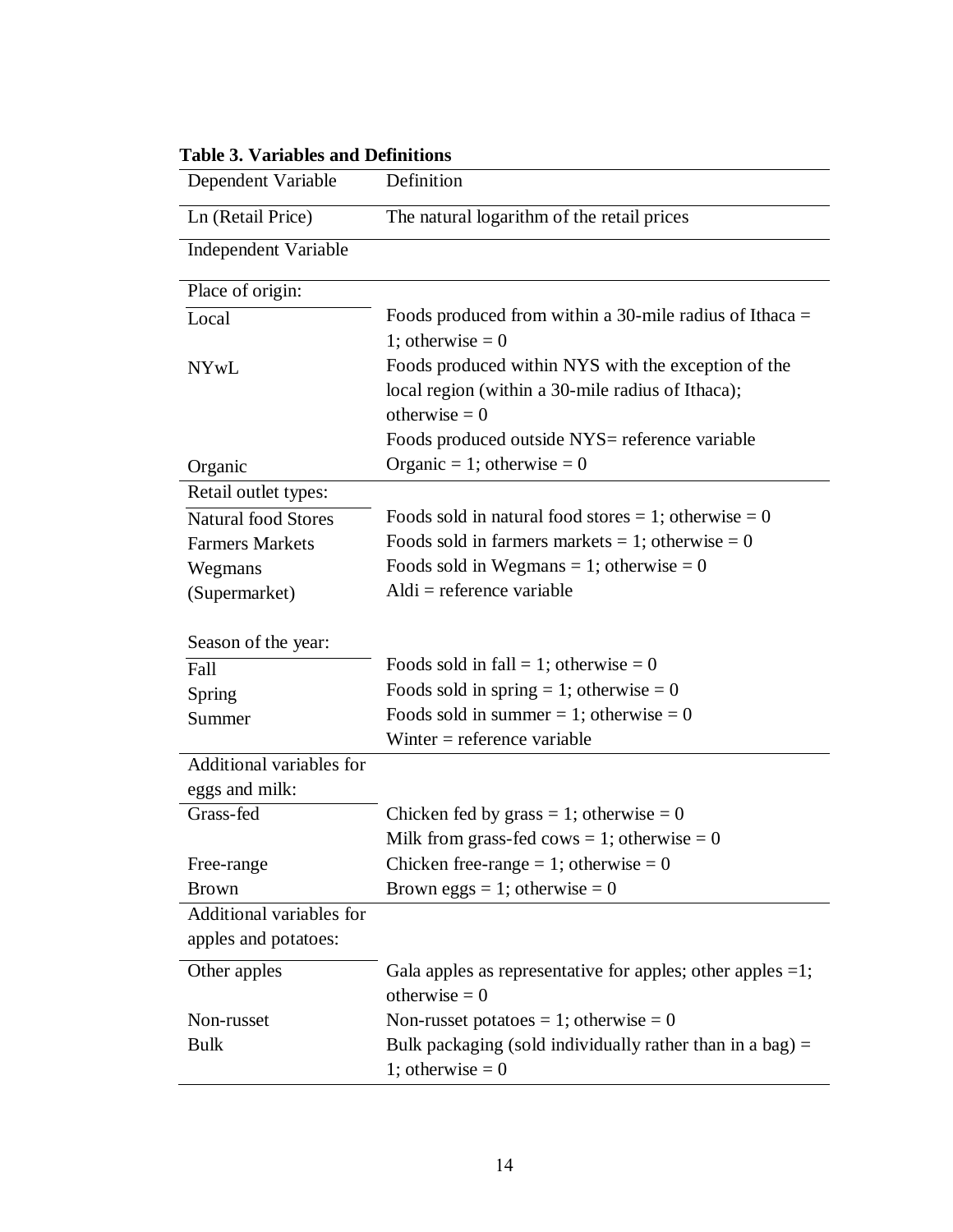**Table 3. Variables and Definitions**

| Dependent Variable | Definition |
| --- | --- |
| Ln (Retail Price) | The natural logarithm of the retail prices |
| **Independent Variable** | |
| Place of origin: | |
| Local | Foods produced from within a 30-mile radius of Ithaca = 1; otherwise = 0 |
| NYwL | Foods produced within NYS with the exception of the local region (within a 30-mile radius of Ithaca); otherwise = 0 |
| | Foods produced outside NYS= reference variable |
| Organic | Organic = 1; otherwise = 0 |
| Retail outlet types: | |
| Natural food Stores | Foods sold in natural food stores = 1; otherwise = 0 |
| Farmers Markets | Foods sold in farmers markets = 1; otherwise = 0 |
| Wegmans | Foods sold in Wegmans = 1; otherwise = 0 |
| (Supermarket) | Aldi = reference variable |
| Season of the year: | |
| Fall | Foods sold in fall = 1; otherwise = 0 |
| Spring | Foods sold in spring = 1; otherwise = 0 |
| Summer | Foods sold in summer = 1; otherwise = 0 |
| | Winter = reference variable |
| Additional variables for eggs and milk: | |
| Grass-fed | Chicken fed by grass = 1; otherwise = 0 |
| | Milk from grass-fed cows = 1; otherwise = 0 |
| Free-range | Chicken free-range = 1; otherwise = 0 |
| Brown | Brown eggs = 1; otherwise = 0 |
| Additional variables for apples and potatoes: | |
| Other apples | Gala apples as representative for apples; other apples =1; otherwise = 0 |
| Non-russet | Non-russet potatoes = 1; otherwise = 0 |
| Bulk | Bulk packaging (sold individually rather than in a bag) = 1; otherwise = 0 |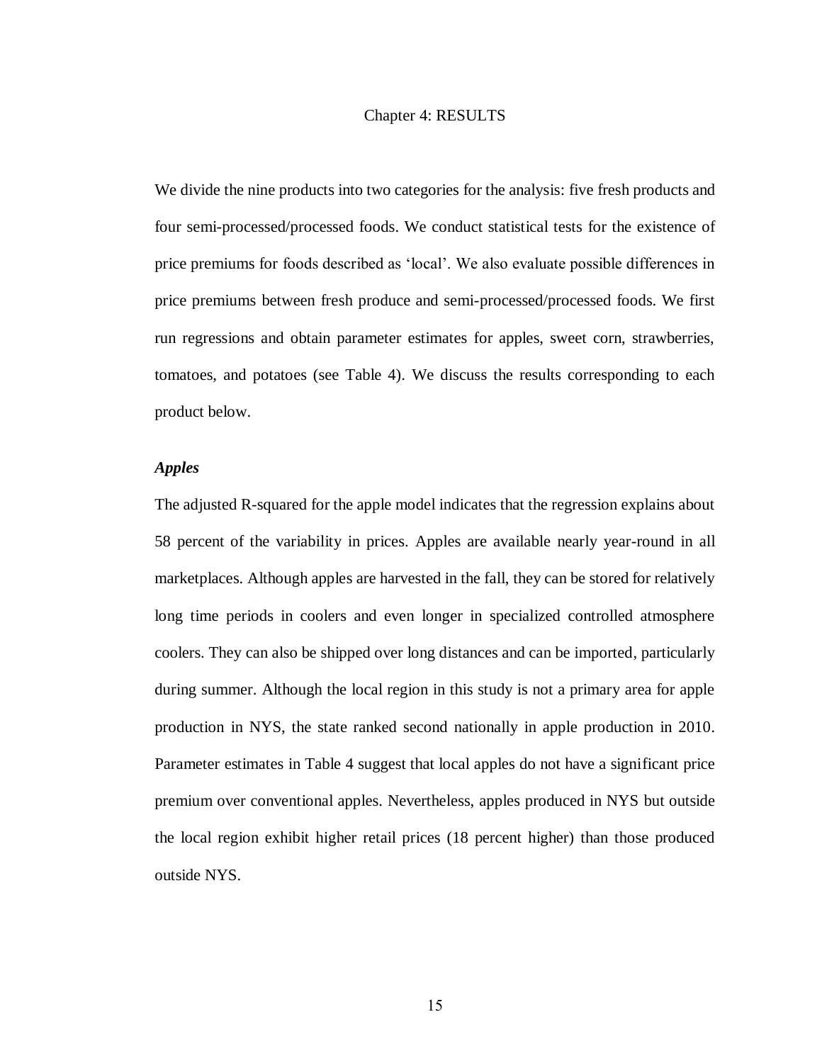# Chapter 4: RESULTS

We divide the nine products into two categories for the analysis: five fresh products and four semi-processed/processed foods. We conduct statistical tests for the existence of price premiums for foods described as 'local'. We also evaluate possible differences in price premiums between fresh produce and semi-processed/processed foods. We first run regressions and obtain parameter estimates for apples, sweet corn, strawberries, tomatoes, and potatoes (see Table 4). We discuss the results corresponding to each product below.

### *Apples*

The adjusted R-squared for the apple model indicates that the regression explains about 58 percent of the variability in prices. Apples are available nearly year-round in all marketplaces. Although apples are harvested in the fall, they can be stored for relatively long time periods in coolers and even longer in specialized controlled atmosphere coolers. They can also be shipped over long distances and can be imported, particularly during summer. Although the local region in this study is not a primary area for apple production in NYS, the state ranked second nationally in apple production in 2010. Parameter estimates in Table 4 suggest that local apples do not have a significant price premium over conventional apples. Nevertheless, apples produced in NYS but outside the local region exhibit higher retail prices (18 percent higher) than those produced outside NYS.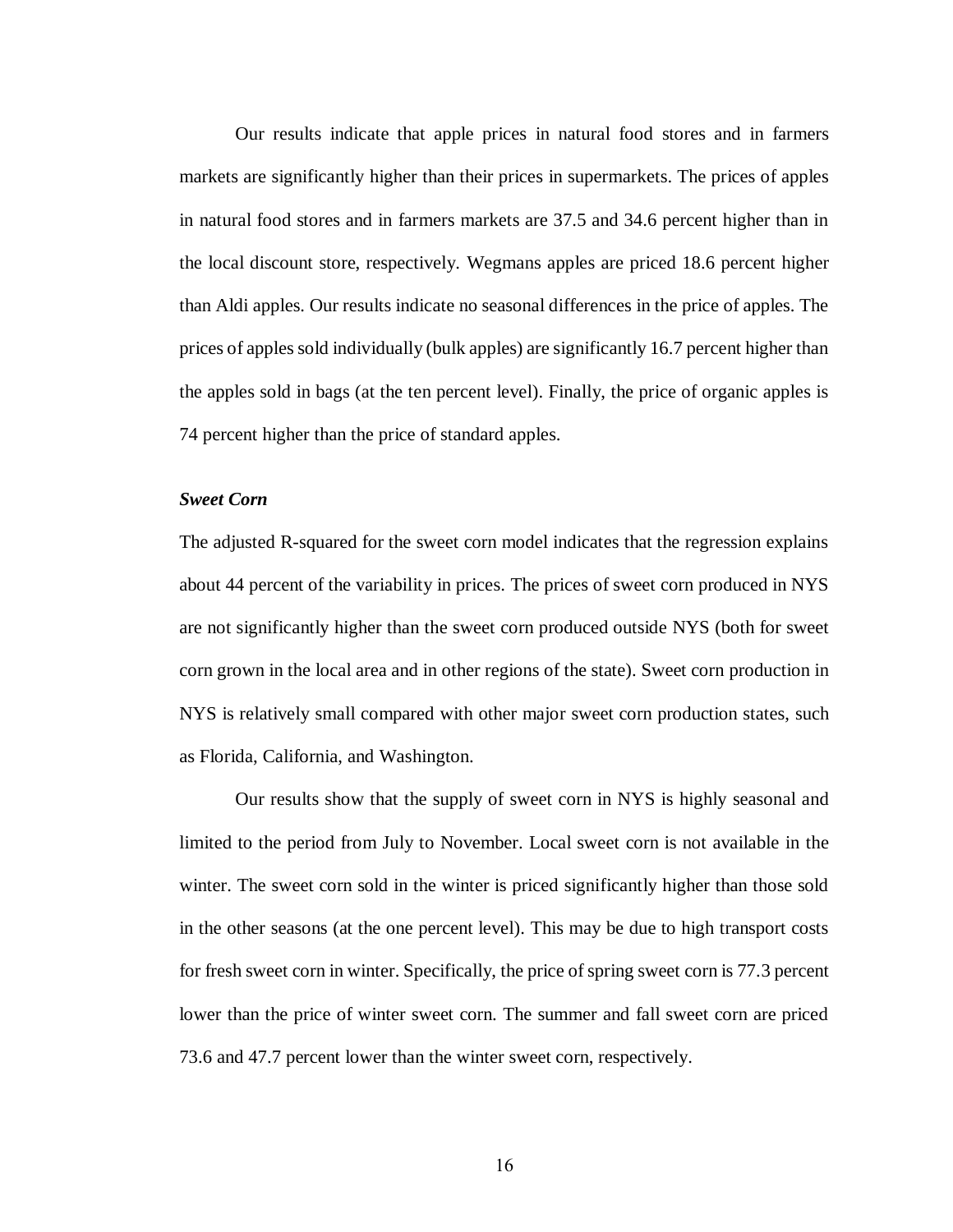Our results indicate that apple prices in natural food stores and in farmers markets are significantly higher than their prices in supermarkets. The prices of apples in natural food stores and in farmers markets are 37.5 and 34.6 percent higher than in the local discount store, respectively. Wegmans apples are priced 18.6 percent higher than Aldi apples. Our results indicate no seasonal differences in the price of apples. The prices of apples sold individually (bulk apples) are significantly 16.7 percent higher than the apples sold in bags (at the ten percent level). Finally, the price of organic apples is 74 percent higher than the price of standard apples.

***Sweet Corn***

The adjusted R-squared for the sweet corn model indicates that the regression explains about 44 percent of the variability in prices. The prices of sweet corn produced in NYS are not significantly higher than the sweet corn produced outside NYS (both for sweet corn grown in the local area and in other regions of the state). Sweet corn production in NYS is relatively small compared with other major sweet corn production states, such as Florida, California, and Washington.

Our results show that the supply of sweet corn in NYS is highly seasonal and limited to the period from July to November. Local sweet corn is not available in the winter. The sweet corn sold in the winter is priced significantly higher than those sold in the other seasons (at the one percent level). This may be due to high transport costs for fresh sweet corn in winter. Specifically, the price of spring sweet corn is 77.3 percent lower than the price of winter sweet corn. The summer and fall sweet corn are priced 73.6 and 47.7 percent lower than the winter sweet corn, respectively.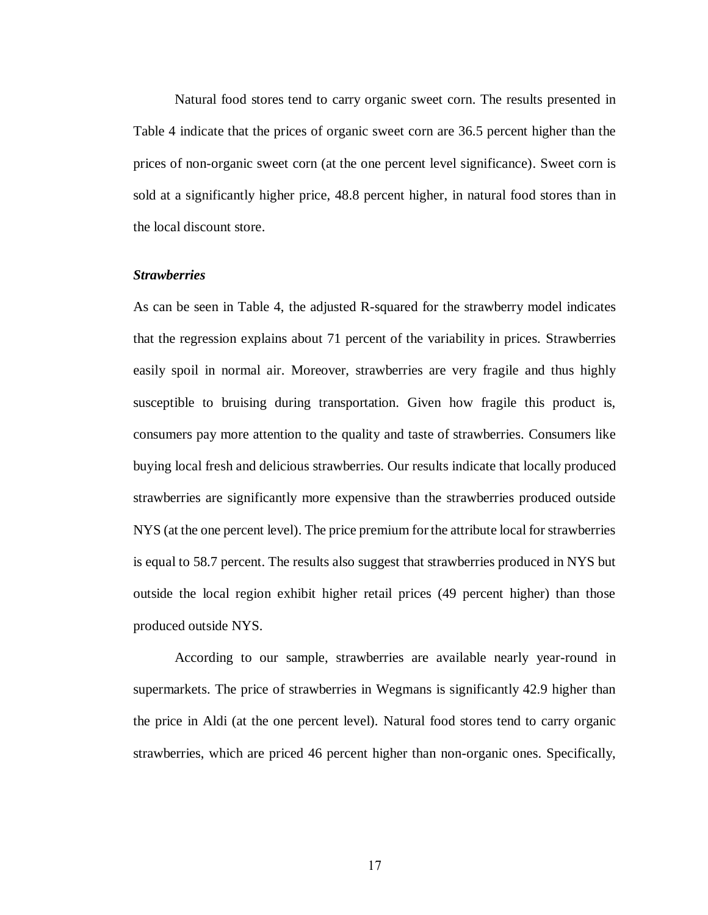Natural food stores tend to carry organic sweet corn. The results presented in Table 4 indicate that the prices of organic sweet corn are 36.5 percent higher than the prices of non-organic sweet corn (at the one percent level significance). Sweet corn is sold at a significantly higher price, 48.8 percent higher, in natural food stores than in the local discount store.

***Strawberries***

As can be seen in Table 4, the adjusted R-squared for the strawberry model indicates that the regression explains about 71 percent of the variability in prices. Strawberries easily spoil in normal air. Moreover, strawberries are very fragile and thus highly susceptible to bruising during transportation. Given how fragile this product is, consumers pay more attention to the quality and taste of strawberries. Consumers like buying local fresh and delicious strawberries. Our results indicate that locally produced strawberries are significantly more expensive than the strawberries produced outside NYS (at the one percent level). The price premium for the attribute local for strawberries is equal to 58.7 percent. The results also suggest that strawberries produced in NYS but outside the local region exhibit higher retail prices (49 percent higher) than those produced outside NYS.

According to our sample, strawberries are available nearly year-round in supermarkets. The price of strawberries in Wegmans is significantly 42.9 higher than the price in Aldi (at the one percent level). Natural food stores tend to carry organic strawberries, which are priced 46 percent higher than non-organic ones. Specifically,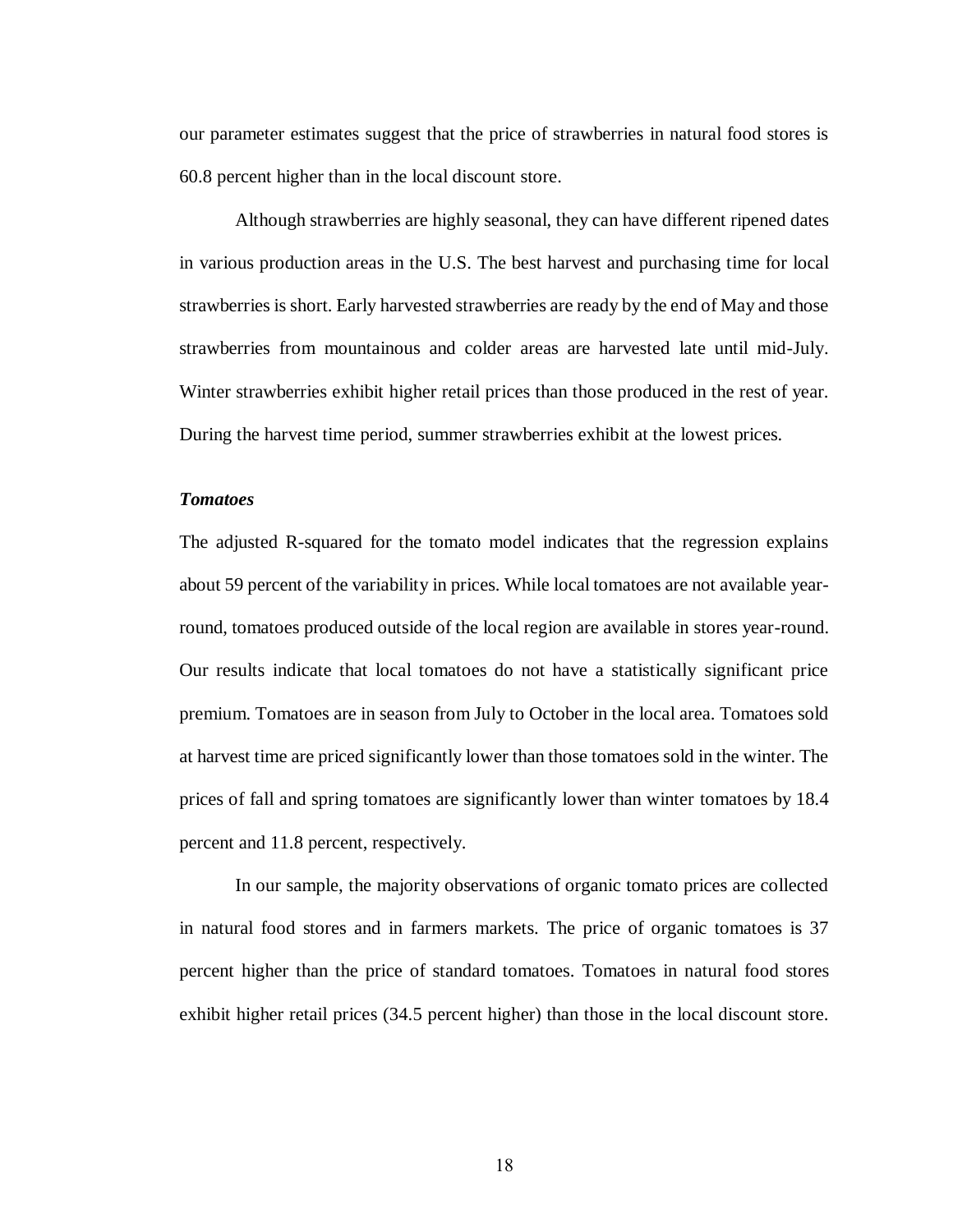our parameter estimates suggest that the price of strawberries in natural food stores is 60.8 percent higher than in the local discount store.

Although strawberries are highly seasonal, they can have different ripened dates in various production areas in the U.S. The best harvest and purchasing time for local strawberries is short. Early harvested strawberries are ready by the end of May and those strawberries from mountainous and colder areas are harvested late until mid-July. Winter strawberries exhibit higher retail prices than those produced in the rest of year. During the harvest time period, summer strawberries exhibit at the lowest prices.

***Tomatoes***

The adjusted R-squared for the tomato model indicates that the regression explains about 59 percent of the variability in prices. While local tomatoes are not available year-round, tomatoes produced outside of the local region are available in stores year-round. Our results indicate that local tomatoes do not have a statistically significant price premium. Tomatoes are in season from July to October in the local area. Tomatoes sold at harvest time are priced significantly lower than those tomatoes sold in the winter. The prices of fall and spring tomatoes are significantly lower than winter tomatoes by 18.4 percent and 11.8 percent, respectively.

In our sample, the majority observations of organic tomato prices are collected in natural food stores and in farmers markets. The price of organic tomatoes is 37 percent higher than the price of standard tomatoes. Tomatoes in natural food stores exhibit higher retail prices (34.5 percent higher) than those in the local discount store.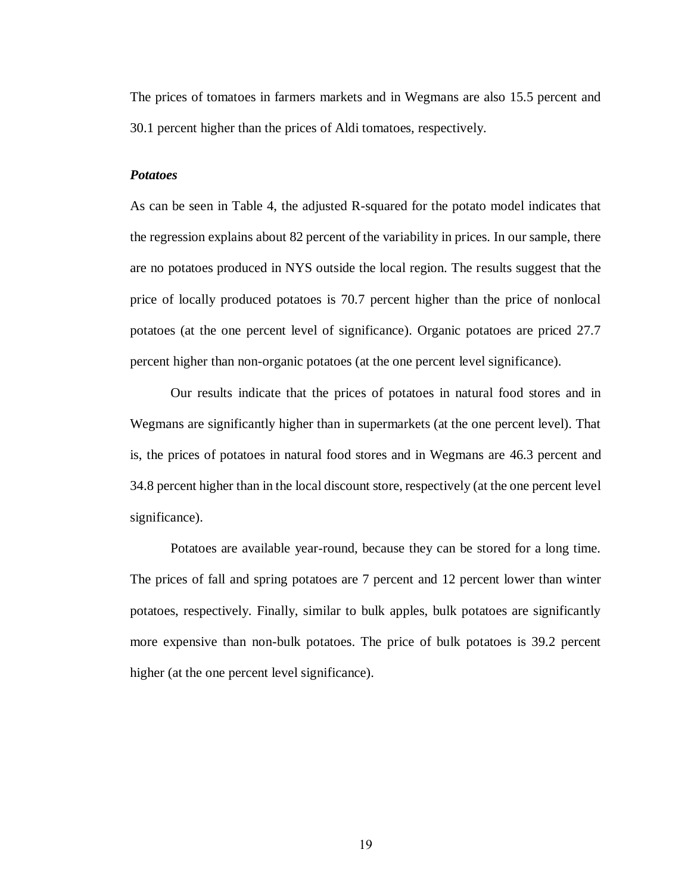The prices of tomatoes in farmers markets and in Wegmans are also 15.5 percent and 30.1 percent higher than the prices of Aldi tomatoes, respectively.

### *Potatoes*

As can be seen in Table 4, the adjusted R-squared for the potato model indicates that the regression explains about 82 percent of the variability in prices. In our sample, there are no potatoes produced in NYS outside the local region. The results suggest that the price of locally produced potatoes is 70.7 percent higher than the price of nonlocal potatoes (at the one percent level of significance). Organic potatoes are priced 27.7 percent higher than non-organic potatoes (at the one percent level significance).

Our results indicate that the prices of potatoes in natural food stores and in Wegmans are significantly higher than in supermarkets (at the one percent level). That is, the prices of potatoes in natural food stores and in Wegmans are 46.3 percent and 34.8 percent higher than in the local discount store, respectively (at the one percent level significance).

Potatoes are available year-round, because they can be stored for a long time. The prices of fall and spring potatoes are 7 percent and 12 percent lower than winter potatoes, respectively. Finally, similar to bulk apples, bulk potatoes are significantly more expensive than non-bulk potatoes. The price of bulk potatoes is 39.2 percent higher (at the one percent level significance).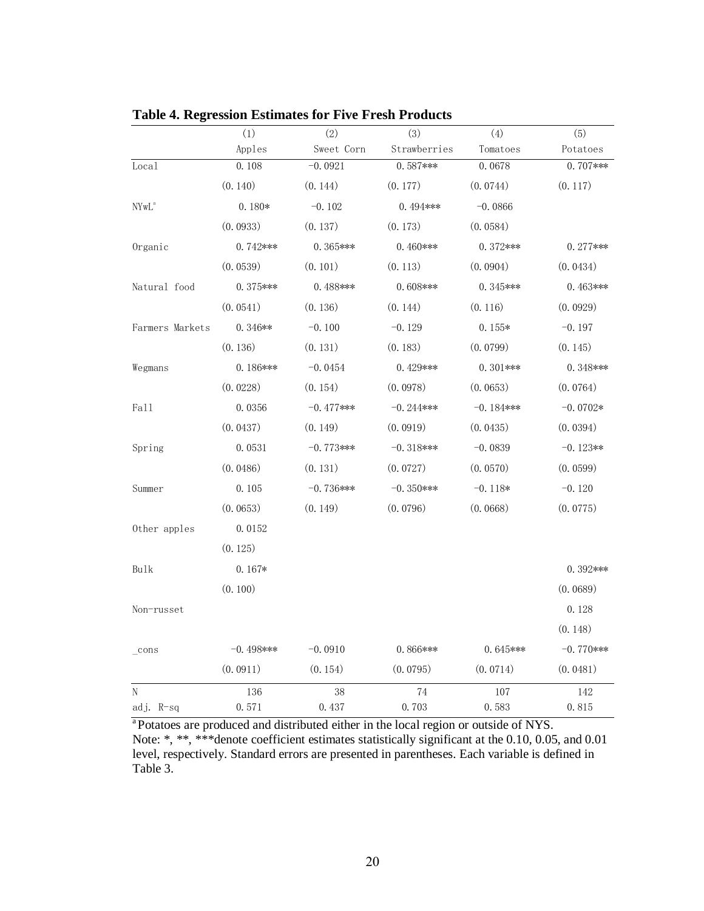**Table 4. Regression Estimates for Five Fresh Products**

| | (1)<br>Apples | (2)<br>Sweet Corn | (3)<br>Strawberries | (4)<br>Tomatoes | (5)<br>Potatoes |
|---|---|---|---|---|---|
| Local | 0.108 | -0.0921 | 0.587*** | 0.0678 | 0.707*** |
| | (0.140) | (0.144) | (0.177) | (0.0744) | (0.117) |
| NYwL[a] | 0.180* | -0.102 | 0.494*** | -0.0866 | |
| | (0.0933) | (0.137) | (0.173) | (0.0584) | |
| Organic | 0.742*** | 0.365*** | 0.460*** | 0.372*** | 0.277*** |
| | (0.0539) | (0.101) | (0.113) | (0.0904) | (0.0434) |
| Natural food | 0.375*** | 0.488*** | 0.608*** | 0.345*** | 0.463*** |
| | (0.0541) | (0.136) | (0.144) | (0.116) | (0.0929) |
| Farmers Markets | 0.346** | -0.100 | -0.129 | 0.155* | -0.197 |
| | (0.136) | (0.131) | (0.183) | (0.0799) | (0.145) |
| Wegmans | 0.186*** | -0.0454 | 0.429*** | 0.301*** | 0.348*** |
| | (0.0228) | (0.154) | (0.0978) | (0.0653) | (0.0764) |
| Fall | 0.0356 | -0.477*** | -0.244*** | -0.184*** | -0.0702* |
| | (0.0437) | (0.149) | (0.0919) | (0.0435) | (0.0394) |
| Spring | 0.0531 | -0.773*** | -0.318*** | -0.0839 | -0.123** |
| | (0.0486) | (0.131) | (0.0727) | (0.0570) | (0.0599) |
| Summer | 0.105 | -0.736*** | -0.350*** | -0.118* | -0.120 |
| | (0.0653) | (0.149) | (0.0796) | (0.0668) | (0.0775) |
| Other apples | 0.0152 | | | | |
| | (0.125) | | | | |
| Bulk | 0.167* | | | | 0.392*** |
| | (0.100) | | | | (0.0689) |
| Non-russet | | | | | 0.128 |
| | | | | | (0.148) |
| _cons | -0.498*** | -0.0910 | 0.866*** | 0.645*** | -0.770*** |
| | (0.0911) | (0.154) | (0.0795) | (0.0714) | (0.0481) |
| N | 136 | 38 | 74 | 107 | 142 |
| adj. R-sq | 0.571 | 0.437 | 0.703 | 0.583 | 0.815 |

[a] Potatoes are produced and distributed either in the local region or outside of NYS.
Note: *, **, ***denote coefficient estimates statistically significant at the 0.10, 0.05, and 0.01 level, respectively. Standard errors are presented in parentheses. Each variable is defined in Table 3.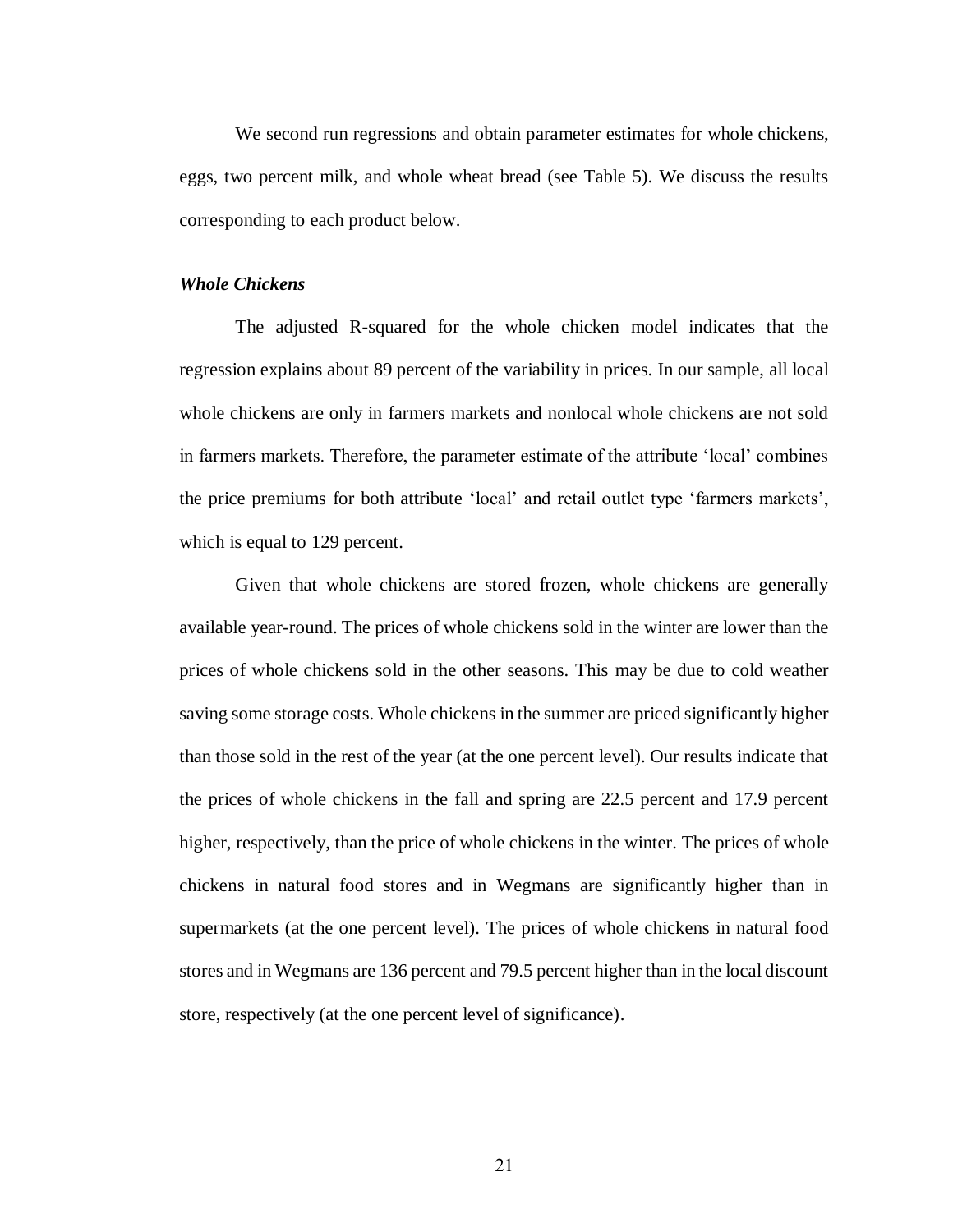We second run regressions and obtain parameter estimates for whole chickens, eggs, two percent milk, and whole wheat bread (see Table 5). We discuss the results corresponding to each product below.

### *Whole Chickens*

The adjusted R-squared for the whole chicken model indicates that the regression explains about 89 percent of the variability in prices. In our sample, all local whole chickens are only in farmers markets and nonlocal whole chickens are not sold in farmers markets. Therefore, the parameter estimate of the attribute 'local' combines the price premiums for both attribute 'local' and retail outlet type 'farmers markets', which is equal to 129 percent.

Given that whole chickens are stored frozen, whole chickens are generally available year-round. The prices of whole chickens sold in the winter are lower than the prices of whole chickens sold in the other seasons. This may be due to cold weather saving some storage costs. Whole chickens in the summer are priced significantly higher than those sold in the rest of the year (at the one percent level). Our results indicate that the prices of whole chickens in the fall and spring are 22.5 percent and 17.9 percent higher, respectively, than the price of whole chickens in the winter. The prices of whole chickens in natural food stores and in Wegmans are significantly higher than in supermarkets (at the one percent level). The prices of whole chickens in natural food stores and in Wegmans are 136 percent and 79.5 percent higher than in the local discount store, respectively (at the one percent level of significance).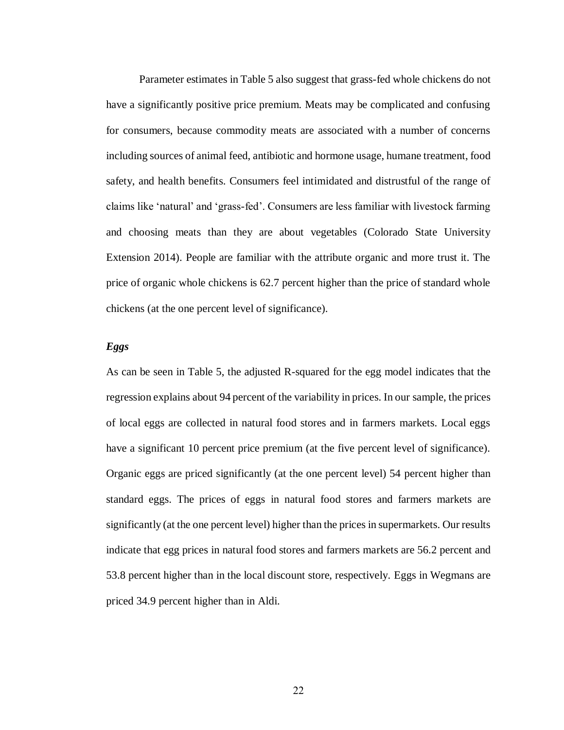Parameter estimates in Table 5 also suggest that grass-fed whole chickens do not have a significantly positive price premium. Meats may be complicated and confusing for consumers, because commodity meats are associated with a number of concerns including sources of animal feed, antibiotic and hormone usage, humane treatment, food safety, and health benefits. Consumers feel intimidated and distrustful of the range of claims like 'natural' and 'grass-fed'. Consumers are less familiar with livestock farming and choosing meats than they are about vegetables (Colorado State University Extension 2014). People are familiar with the attribute organic and more trust it. The price of organic whole chickens is 62.7 percent higher than the price of standard whole chickens (at the one percent level of significance).

### *Eggs*

As can be seen in Table 5, the adjusted R-squared for the egg model indicates that the regression explains about 94 percent of the variability in prices. In our sample, the prices of local eggs are collected in natural food stores and in farmers markets. Local eggs have a significant 10 percent price premium (at the five percent level of significance). Organic eggs are priced significantly (at the one percent level) 54 percent higher than standard eggs. The prices of eggs in natural food stores and farmers markets are significantly (at the one percent level) higher than the prices in supermarkets. Our results indicate that egg prices in natural food stores and farmers markets are 56.2 percent and 53.8 percent higher than in the local discount store, respectively. Eggs in Wegmans are priced 34.9 percent higher than in Aldi.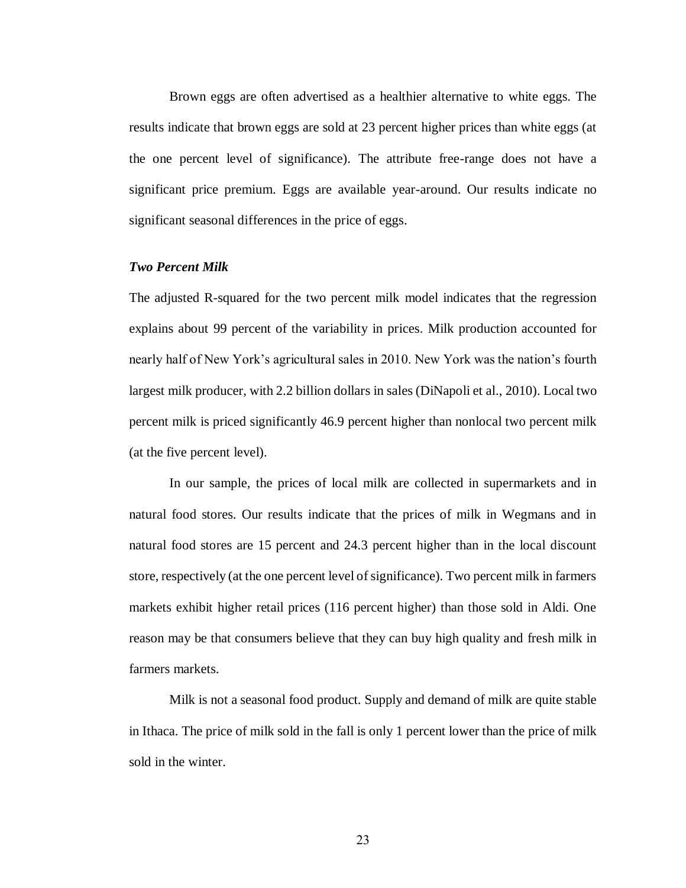Brown eggs are often advertised as a healthier alternative to white eggs. The results indicate that brown eggs are sold at 23 percent higher prices than white eggs (at the one percent level of significance). The attribute free-range does not have a significant price premium. Eggs are available year-around. Our results indicate no significant seasonal differences in the price of eggs.

***Two Percent Milk***

The adjusted R-squared for the two percent milk model indicates that the regression explains about 99 percent of the variability in prices. Milk production accounted for nearly half of New York's agricultural sales in 2010. New York was the nation's fourth largest milk producer, with 2.2 billion dollars in sales (DiNapoli et al., 2010). Local two percent milk is priced significantly 46.9 percent higher than nonlocal two percent milk (at the five percent level).

In our sample, the prices of local milk are collected in supermarkets and in natural food stores. Our results indicate that the prices of milk in Wegmans and in natural food stores are 15 percent and 24.3 percent higher than in the local discount store, respectively (at the one percent level of significance). Two percent milk in farmers markets exhibit higher retail prices (116 percent higher) than those sold in Aldi. One reason may be that consumers believe that they can buy high quality and fresh milk in farmers markets.

Milk is not a seasonal food product. Supply and demand of milk are quite stable in Ithaca. The price of milk sold in the fall is only 1 percent lower than the price of milk sold in the winter.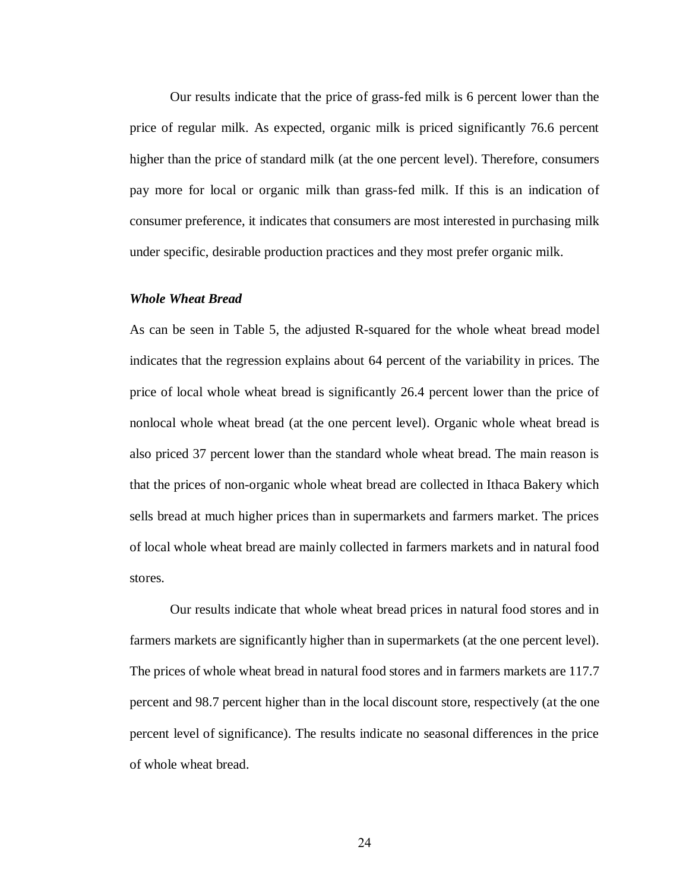Our results indicate that the price of grass-fed milk is 6 percent lower than the price of regular milk. As expected, organic milk is priced significantly 76.6 percent higher than the price of standard milk (at the one percent level). Therefore, consumers pay more for local or organic milk than grass-fed milk. If this is an indication of consumer preference, it indicates that consumers are most interested in purchasing milk under specific, desirable production practices and they most prefer organic milk.

### *Whole Wheat Bread*

As can be seen in Table 5, the adjusted R-squared for the whole wheat bread model indicates that the regression explains about 64 percent of the variability in prices. The price of local whole wheat bread is significantly 26.4 percent lower than the price of nonlocal whole wheat bread (at the one percent level). Organic whole wheat bread is also priced 37 percent lower than the standard whole wheat bread. The main reason is that the prices of non-organic whole wheat bread are collected in Ithaca Bakery which sells bread at much higher prices than in supermarkets and farmers market. The prices of local whole wheat bread are mainly collected in farmers markets and in natural food stores.

Our results indicate that whole wheat bread prices in natural food stores and in farmers markets are significantly higher than in supermarkets (at the one percent level). The prices of whole wheat bread in natural food stores and in farmers markets are 117.7 percent and 98.7 percent higher than in the local discount store, respectively (at the one percent level of significance). The results indicate no seasonal differences in the price of whole wheat bread.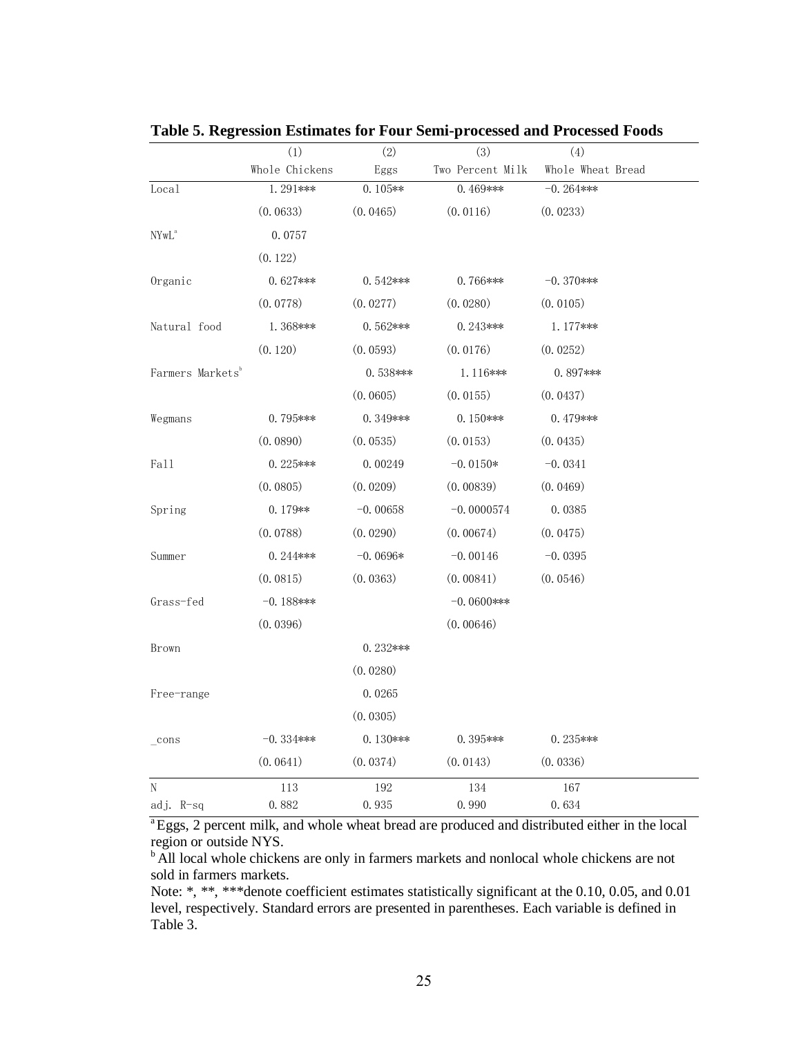**Table 5. Regression Estimates for Four Semi-processed and Processed Foods**

| | (1) | (2) | (3) | (4) |
|---|---|---|---|---|
| | Whole Chickens | Eggs | Two Percent Milk | Whole Wheat Bread |
| Local | 1.291*** | 0.105** | 0.469*** | -0.264*** |
| | (0.0633) | (0.0465) | (0.0116) | (0.0233) |
| NYwL[a] | 0.0757 | | | |
| | (0.122) | | | |
| Organic | 0.627*** | 0.542*** | 0.766*** | -0.370*** |
| | (0.0778) | (0.0277) | (0.0280) | (0.0105) |
| Natural food | 1.368*** | 0.562*** | 0.243*** | 1.177*** |
| | (0.120) | (0.0593) | (0.0176) | (0.0252) |
| Farmers Markets[b] | | 0.538*** | 1.116*** | 0.897*** |
| | | (0.0605) | (0.0155) | (0.0437) |
| Wegmans | 0.795*** | 0.349*** | 0.150*** | 0.479*** |
| | (0.0890) | (0.0535) | (0.0153) | (0.0435) |
| Fall | 0.225*** | 0.00249 | -0.0150* | -0.0341 |
| | (0.0805) | (0.0209) | (0.00839) | (0.0469) |
| Spring | 0.179** | -0.00658 | -0.0000574 | 0.0385 |
| | (0.0788) | (0.0290) | (0.00674) | (0.0475) |
| Summer | 0.244*** | -0.0696* | -0.00146 | -0.0395 |
| | (0.0815) | (0.0363) | (0.00841) | (0.0546) |
| Grass-fed | -0.188*** | | -0.0600*** | |
| | (0.0396) | | (0.00646) | |
| Brown | | 0.232*** | | |
| | | (0.0280) | | |
| Free-range | | 0.0265 | | |
| | | (0.0305) | | |
| _cons | -0.334*** | 0.130*** | 0.395*** | 0.235*** |
| | (0.0641) | (0.0374) | (0.0143) | (0.0336) |
| N | 113 | 192 | 134 | 167 |
| adj. R-sq | 0.882 | 0.935 | 0.990 | 0.634 |

[a] Eggs, 2 percent milk, and whole wheat bread are produced and distributed either in the local region or outside NYS.

[b] All local whole chickens are only in farmers markets and nonlocal whole chickens are not sold in farmers markets.

Note: *, **, ***denote coefficient estimates statistically significant at the 0.10, 0.05, and 0.01 level, respectively. Standard errors are presented in parentheses. Each variable is defined in Table 3.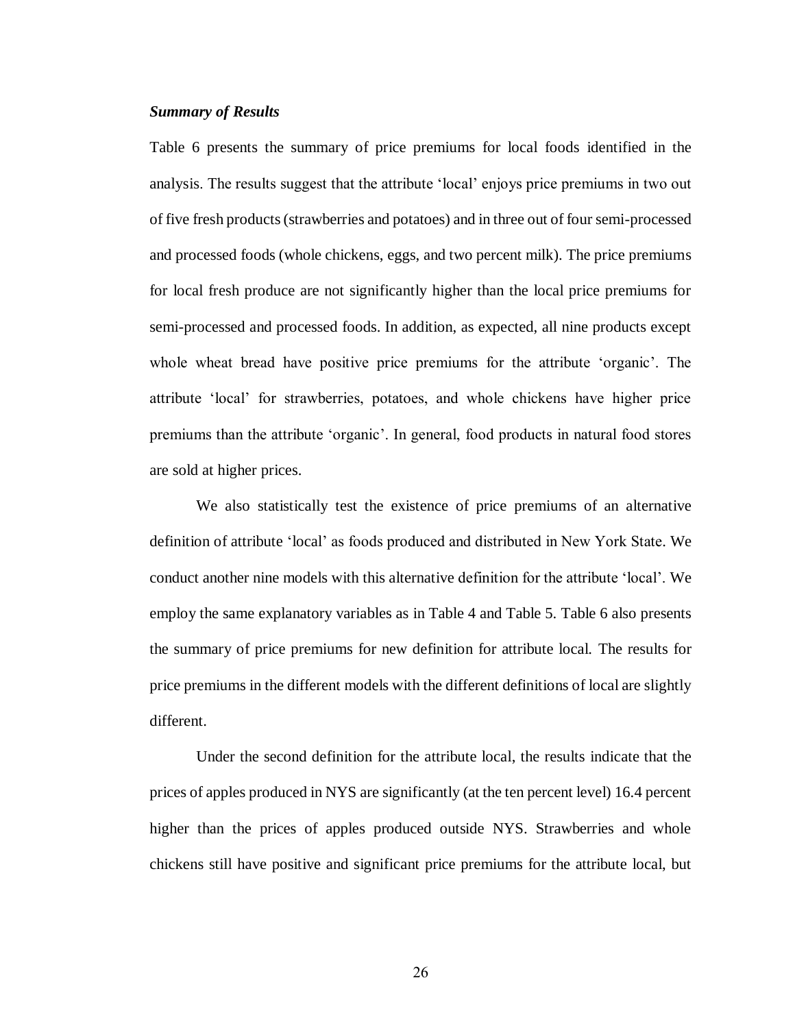***Summary of Results***

Table 6 presents the summary of price premiums for local foods identified in the analysis. The results suggest that the attribute 'local' enjoys price premiums in two out of five fresh products (strawberries and potatoes) and in three out of four semi-processed and processed foods (whole chickens, eggs, and two percent milk). The price premiums for local fresh produce are not significantly higher than the local price premiums for semi-processed and processed foods. In addition, as expected, all nine products except whole wheat bread have positive price premiums for the attribute 'organic'. The attribute 'local' for strawberries, potatoes, and whole chickens have higher price premiums than the attribute 'organic'. In general, food products in natural food stores are sold at higher prices.

We also statistically test the existence of price premiums of an alternative definition of attribute 'local' as foods produced and distributed in New York State. We conduct another nine models with this alternative definition for the attribute 'local'. We employ the same explanatory variables as in Table 4 and Table 5. Table 6 also presents the summary of price premiums for new definition for attribute local. The results for price premiums in the different models with the different definitions of local are slightly different.

Under the second definition for the attribute local, the results indicate that the prices of apples produced in NYS are significantly (at the ten percent level) 16.4 percent higher than the prices of apples produced outside NYS. Strawberries and whole chickens still have positive and significant price premiums for the attribute local, but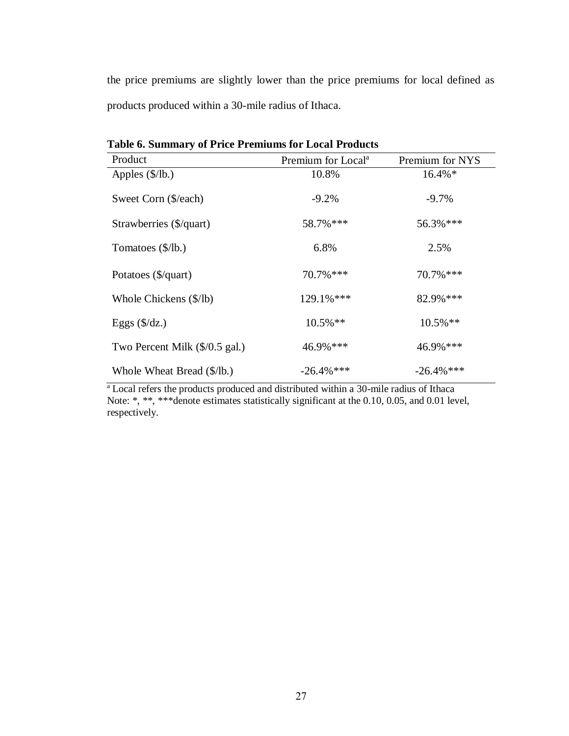the price premiums are slightly lower than the price premiums for local defined as products produced within a 30-mile radius of Ithaca.

**Table 6. Summary of Price Premiums for Local Products**

| Product | Premium for Local[a] | Premium for NYS |
| --- | --- | --- |
| Apples ($/lb.) | 10.8% | 16.4%* |
| Sweet Corn ($/each) | -9.2% | -9.7% |
| Strawberries ($/quart) | 58.7%*** | 56.3%*** |
| Tomatoes ($/lb.) | 6.8% | 2.5% |
| Potatoes ($/quart) | 70.7%*** | 70.7%*** |
| Whole Chickens ($/lb) | 129.1%*** | 82.9%*** |
| Eggs ($/dz.) | 10.5%** | 10.5%** |
| Two Percent Milk ($/0.5 gal.) | 46.9%*** | 46.9%*** |
| Whole Wheat Bread ($/lb.) | -26.4%*** | -26.4%*** |

[a] Local refers the products produced and distributed within a 30-mile radius of Ithaca
Note: *, **, ***denote estimates statistically significant at the 0.10, 0.05, and 0.01 level, respectively.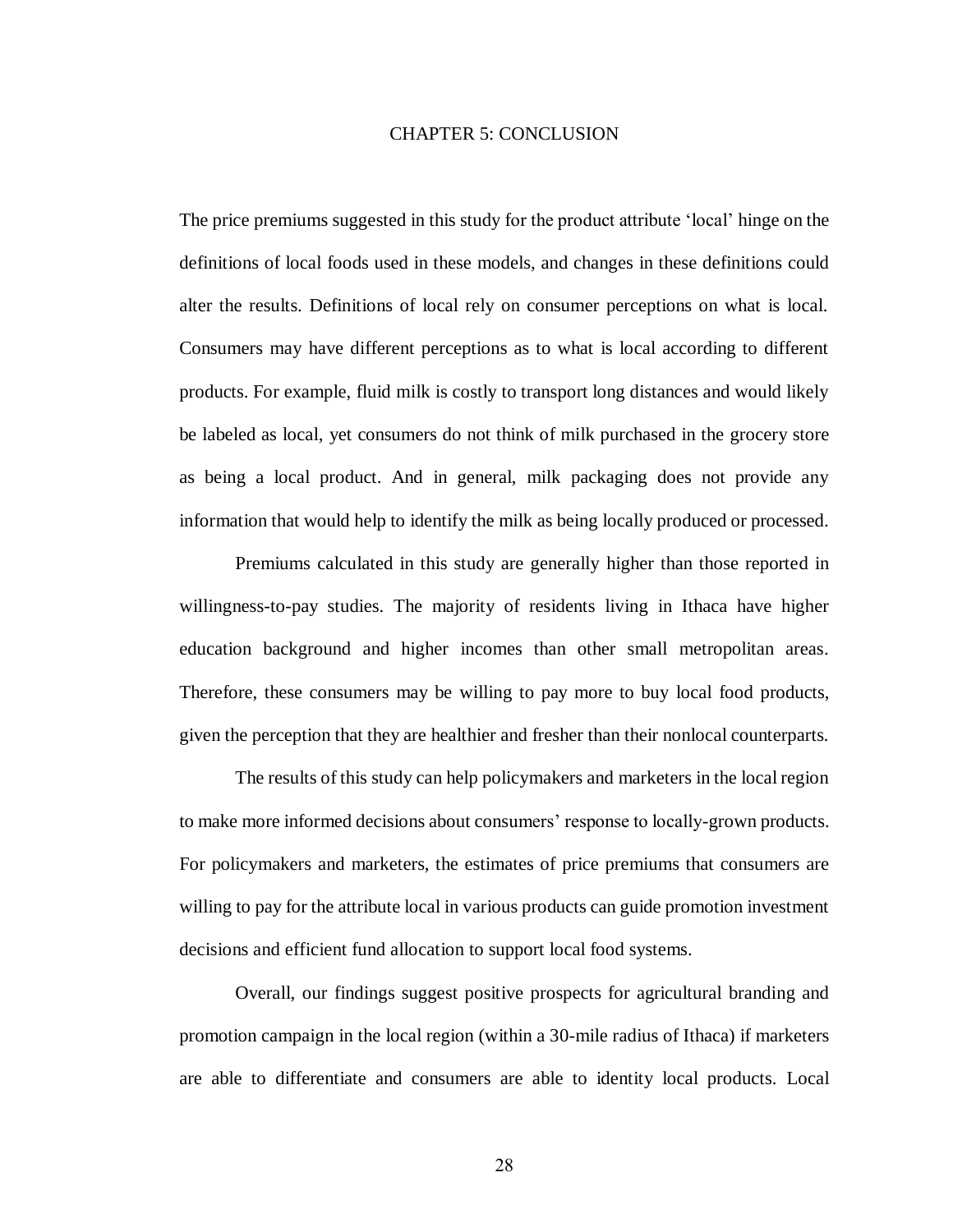# CHAPTER 5: CONCLUSION

The price premiums suggested in this study for the product attribute 'local' hinge on the definitions of local foods used in these models, and changes in these definitions could alter the results. Definitions of local rely on consumer perceptions on what is local. Consumers may have different perceptions as to what is local according to different products. For example, fluid milk is costly to transport long distances and would likely be labeled as local, yet consumers do not think of milk purchased in the grocery store as being a local product. And in general, milk packaging does not provide any information that would help to identify the milk as being locally produced or processed.

Premiums calculated in this study are generally higher than those reported in willingness-to-pay studies. The majority of residents living in Ithaca have higher education background and higher incomes than other small metropolitan areas. Therefore, these consumers may be willing to pay more to buy local food products, given the perception that they are healthier and fresher than their nonlocal counterparts.

The results of this study can help policymakers and marketers in the local region to make more informed decisions about consumers' response to locally-grown products. For policymakers and marketers, the estimates of price premiums that consumers are willing to pay for the attribute local in various products can guide promotion investment decisions and efficient fund allocation to support local food systems.

Overall, our findings suggest positive prospects for agricultural branding and promotion campaign in the local region (within a 30-mile radius of Ithaca) if marketers are able to differentiate and consumers are able to identity local products. Local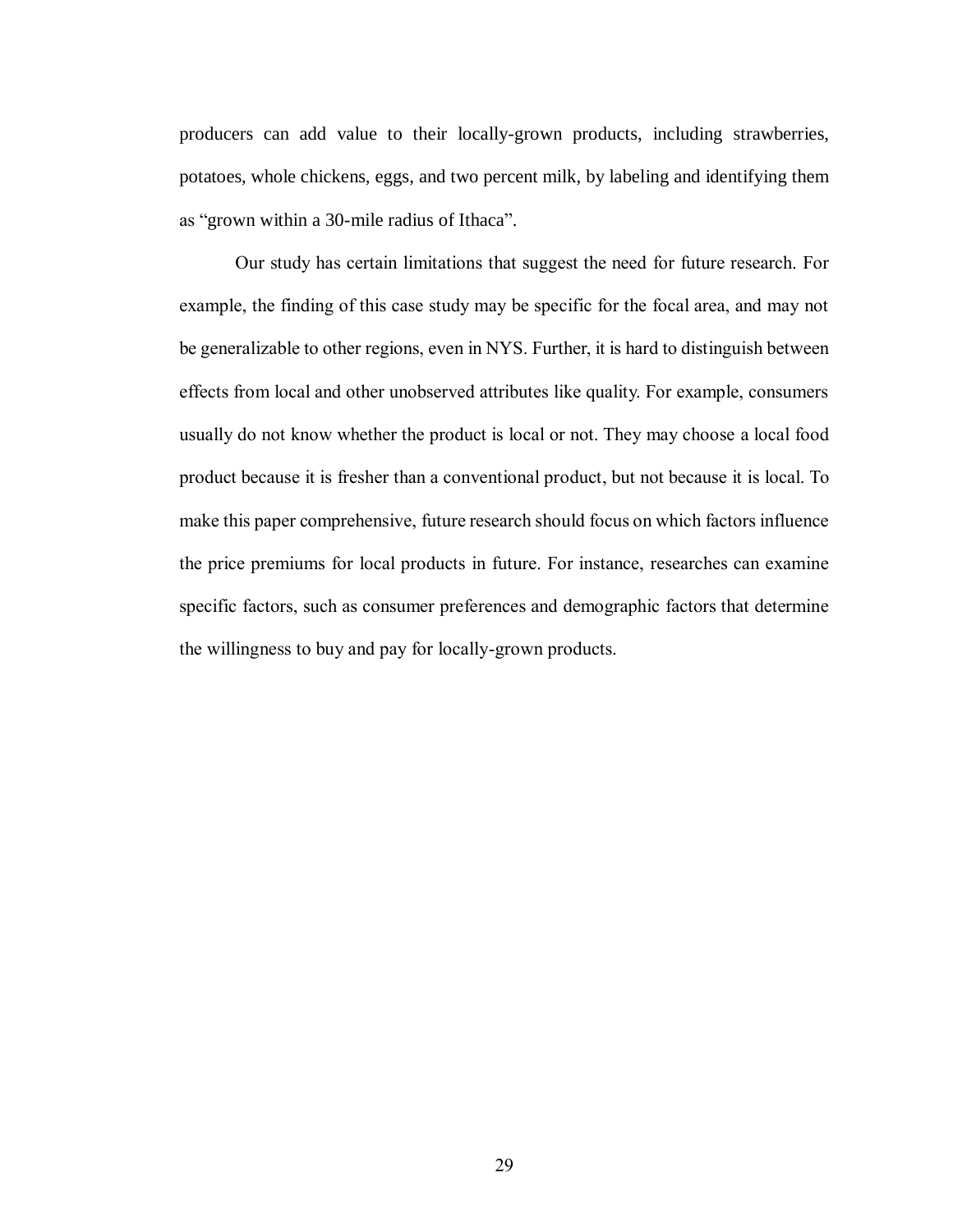producers can add value to their locally-grown products, including strawberries, potatoes, whole chickens, eggs, and two percent milk, by labeling and identifying them as "grown within a 30-mile radius of Ithaca".

Our study has certain limitations that suggest the need for future research. For example, the finding of this case study may be specific for the focal area, and may not be generalizable to other regions, even in NYS. Further, it is hard to distinguish between effects from local and other unobserved attributes like quality. For example, consumers usually do not know whether the product is local or not. They may choose a local food product because it is fresher than a conventional product, but not because it is local. To make this paper comprehensive, future research should focus on which factors influence the price premiums for local products in future. For instance, researches can examine specific factors, such as consumer preferences and demographic factors that determine the willingness to buy and pay for locally-grown products.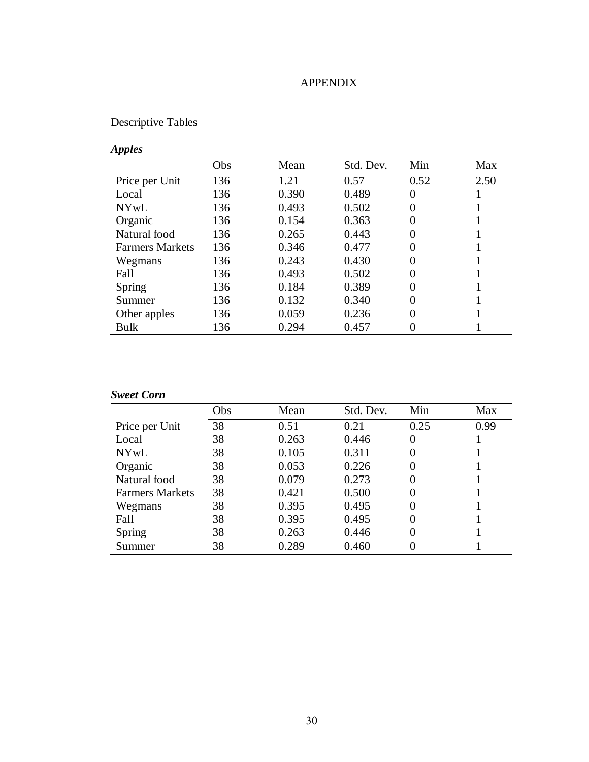# APPENDIX

Descriptive Tables

***Apples***

| | Obs | Mean | Std. Dev. | Min | Max |
|---|---|---|---|---|---|
| Price per Unit | 136 | 1.21 | 0.57 | 0.52 | 2.50 |
| Local | 136 | 0.390 | 0.489 | 0 | 1 |
| NYwL | 136 | 0.493 | 0.502 | 0 | 1 |
| Organic | 136 | 0.154 | 0.363 | 0 | 1 |
| Natural food | 136 | 0.265 | 0.443 | 0 | 1 |
| Farmers Markets | 136 | 0.346 | 0.477 | 0 | 1 |
| Wegmans | 136 | 0.243 | 0.430 | 0 | 1 |
| Fall | 136 | 0.493 | 0.502 | 0 | 1 |
| Spring | 136 | 0.184 | 0.389 | 0 | 1 |
| Summer | 136 | 0.132 | 0.340 | 0 | 1 |
| Other apples | 136 | 0.059 | 0.236 | 0 | 1 |
| Bulk | 136 | 0.294 | 0.457 | 0 | 1 |

***Sweet Corn***

| | Obs | Mean | Std. Dev. | Min | Max |
|---|---|---|---|---|---|
| Price per Unit | 38 | 0.51 | 0.21 | 0.25 | 0.99 |
| Local | 38 | 0.263 | 0.446 | 0 | 1 |
| NYwL | 38 | 0.105 | 0.311 | 0 | 1 |
| Organic | 38 | 0.053 | 0.226 | 0 | 1 |
| Natural food | 38 | 0.079 | 0.273 | 0 | 1 |
| Farmers Markets | 38 | 0.421 | 0.500 | 0 | 1 |
| Wegmans | 38 | 0.395 | 0.495 | 0 | 1 |
| Fall | 38 | 0.395 | 0.495 | 0 | 1 |
| Spring | 38 | 0.263 | 0.446 | 0 | 1 |
| Summer | 38 | 0.289 | 0.460 | 0 | 1 |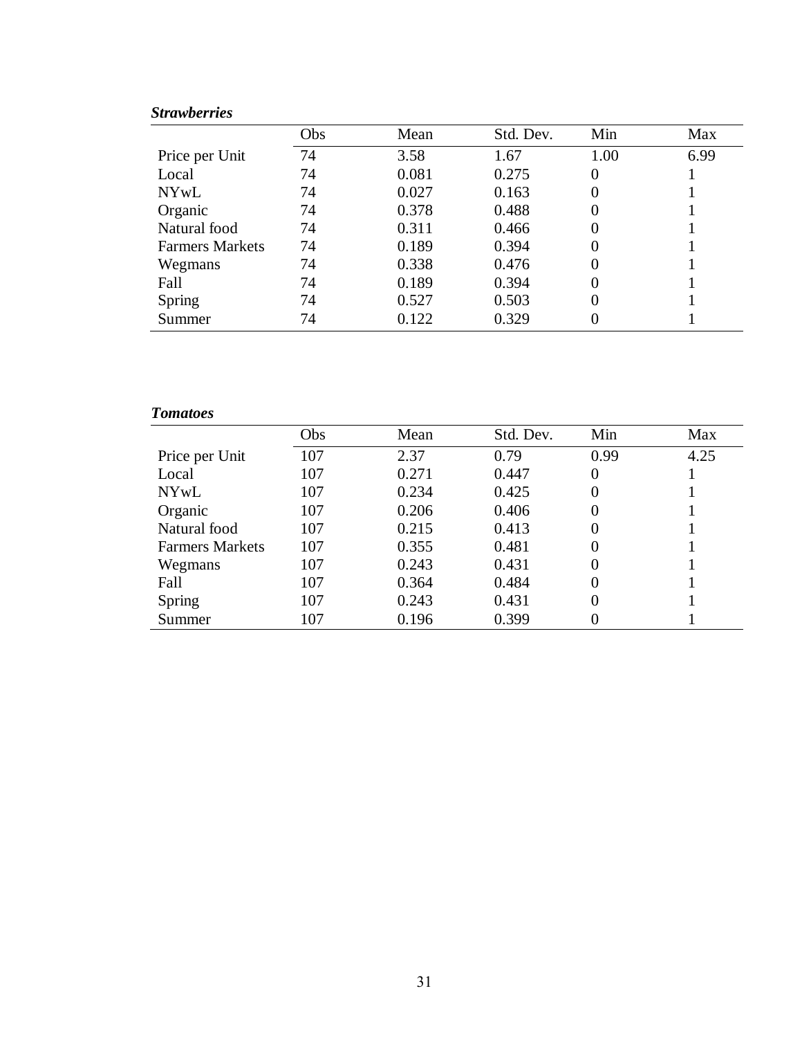***Strawberries***

| | Obs | Mean | Std. Dev. | Min | Max |
|---|---|---|---|---|---|
| Price per Unit | 74 | 3.58 | 1.67 | 1.00 | 6.99 |
| Local | 74 | 0.081 | 0.275 | 0 | 1 |
| NYwL | 74 | 0.027 | 0.163 | 0 | 1 |
| Organic | 74 | 0.378 | 0.488 | 0 | 1 |
| Natural food | 74 | 0.311 | 0.466 | 0 | 1 |
| Farmers Markets | 74 | 0.189 | 0.394 | 0 | 1 |
| Wegmans | 74 | 0.338 | 0.476 | 0 | 1 |
| Fall | 74 | 0.189 | 0.394 | 0 | 1 |
| Spring | 74 | 0.527 | 0.503 | 0 | 1 |
| Summer | 74 | 0.122 | 0.329 | 0 | 1 |

***Tomatoes***

| | Obs | Mean | Std. Dev. | Min | Max |
|---|---|---|---|---|---|
| Price per Unit | 107 | 2.37 | 0.79 | 0.99 | 4.25 |
| Local | 107 | 0.271 | 0.447 | 0 | 1 |
| NYwL | 107 | 0.234 | 0.425 | 0 | 1 |
| Organic | 107 | 0.206 | 0.406 | 0 | 1 |
| Natural food | 107 | 0.215 | 0.413 | 0 | 1 |
| Farmers Markets | 107 | 0.355 | 0.481 | 0 | 1 |
| Wegmans | 107 | 0.243 | 0.431 | 0 | 1 |
| Fall | 107 | 0.364 | 0.484 | 0 | 1 |
| Spring | 107 | 0.243 | 0.431 | 0 | 1 |
| Summer | 107 | 0.196 | 0.399 | 0 | 1 |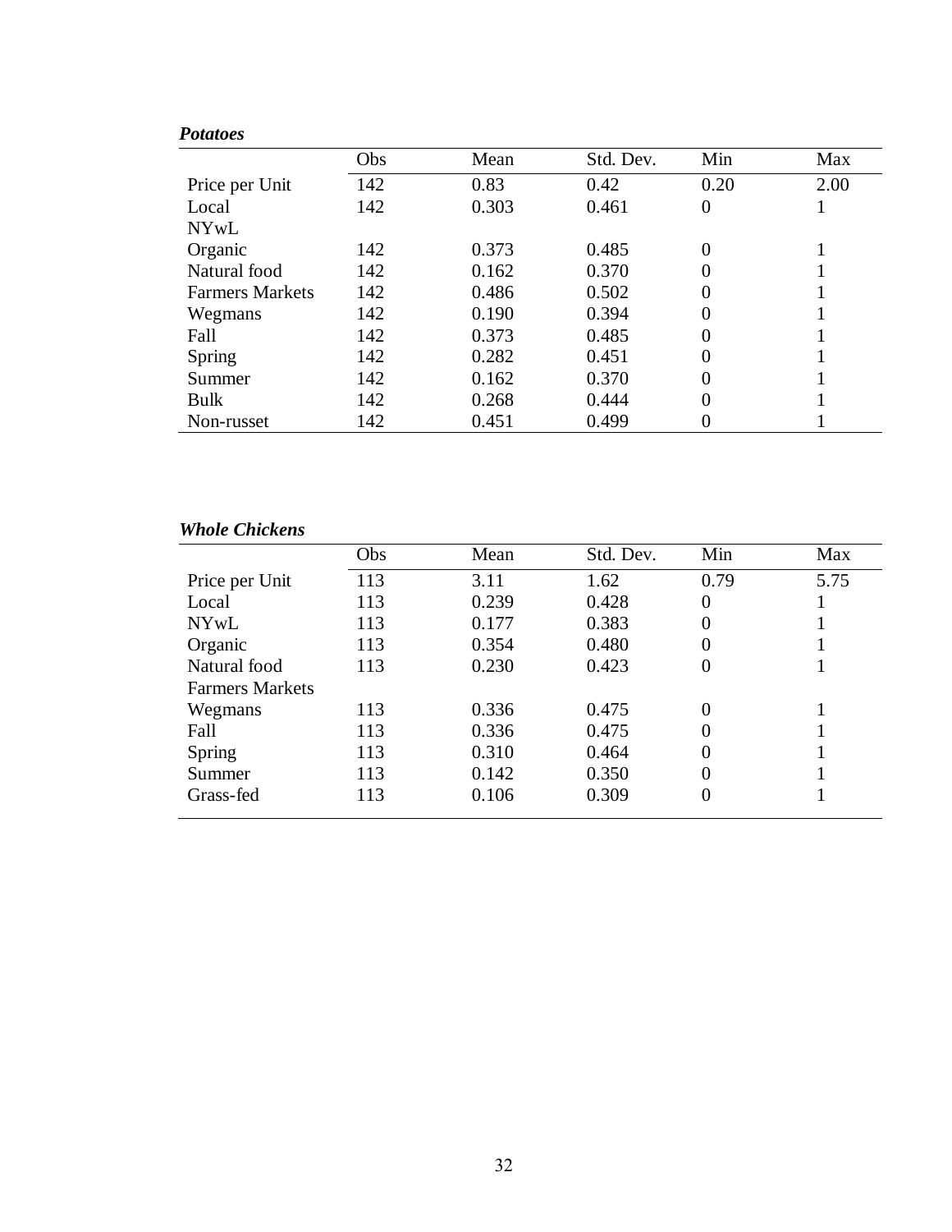***Potatoes***

| | Obs | Mean | Std. Dev. | Min | Max |
|---|---|---|---|---|---|
| Price per Unit | 142 | 0.83 | 0.42 | 0.20 | 2.00 |
| Local | 142 | 0.303 | 0.461 | 0 | 1 |
| NYwL | | | | | |
| Organic | 142 | 0.373 | 0.485 | 0 | 1 |
| Natural food | 142 | 0.162 | 0.370 | 0 | 1 |
| Farmers Markets | 142 | 0.486 | 0.502 | 0 | 1 |
| Wegmans | 142 | 0.190 | 0.394 | 0 | 1 |
| Fall | 142 | 0.373 | 0.485 | 0 | 1 |
| Spring | 142 | 0.282 | 0.451 | 0 | 1 |
| Summer | 142 | 0.162 | 0.370 | 0 | 1 |
| Bulk | 142 | 0.268 | 0.444 | 0 | 1 |
| Non-russet | 142 | 0.451 | 0.499 | 0 | 1 |

***Whole Chickens***

| | Obs | Mean | Std. Dev. | Min | Max |
|---|---|---|---|---|---|
| Price per Unit | 113 | 3.11 | 1.62 | 0.79 | 5.75 |
| Local | 113 | 0.239 | 0.428 | 0 | 1 |
| NYwL | 113 | 0.177 | 0.383 | 0 | 1 |
| Organic | 113 | 0.354 | 0.480 | 0 | 1 |
| Natural food | 113 | 0.230 | 0.423 | 0 | 1 |
| Farmers Markets | | | | | |
| Wegmans | 113 | 0.336 | 0.475 | 0 | 1 |
| Fall | 113 | 0.336 | 0.475 | 0 | 1 |
| Spring | 113 | 0.310 | 0.464 | 0 | 1 |
| Summer | 113 | 0.142 | 0.350 | 0 | 1 |
| Grass-fed | 113 | 0.106 | 0.309 | 0 | 1 |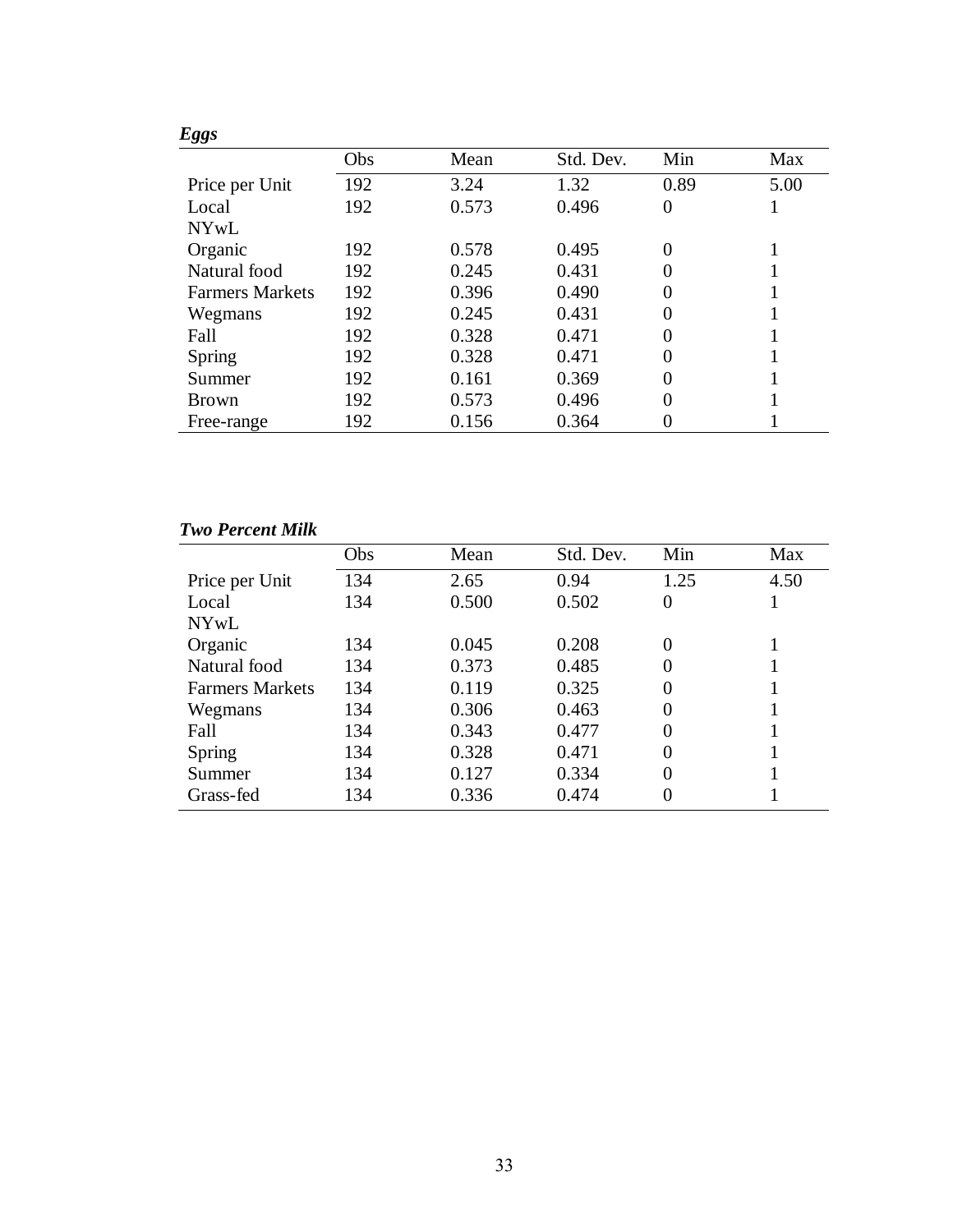***Eggs***

| | Obs | Mean | Std. Dev. | Min | Max |
|---|---|---|---|---|---|
| Price per Unit | 192 | 3.24 | 1.32 | 0.89 | 5.00 |
| Local | 192 | 0.573 | 0.496 | 0 | 1 |
| NYwL | | | | | |
| Organic | 192 | 0.578 | 0.495 | 0 | 1 |
| Natural food | 192 | 0.245 | 0.431 | 0 | 1 |
| Farmers Markets | 192 | 0.396 | 0.490 | 0 | 1 |
| Wegmans | 192 | 0.245 | 0.431 | 0 | 1 |
| Fall | 192 | 0.328 | 0.471 | 0 | 1 |
| Spring | 192 | 0.328 | 0.471 | 0 | 1 |
| Summer | 192 | 0.161 | 0.369 | 0 | 1 |
| Brown | 192 | 0.573 | 0.496 | 0 | 1 |
| Free-range | 192 | 0.156 | 0.364 | 0 | 1 |

***Two Percent Milk***

| | Obs | Mean | Std. Dev. | Min | Max |
|---|---|---|---|---|---|
| Price per Unit | 134 | 2.65 | 0.94 | 1.25 | 4.50 |
| Local | 134 | 0.500 | 0.502 | 0 | 1 |
| NYwL | | | | | |
| Organic | 134 | 0.045 | 0.208 | 0 | 1 |
| Natural food | 134 | 0.373 | 0.485 | 0 | 1 |
| Farmers Markets | 134 | 0.119 | 0.325 | 0 | 1 |
| Wegmans | 134 | 0.306 | 0.463 | 0 | 1 |
| Fall | 134 | 0.343 | 0.477 | 0 | 1 |
| Spring | 134 | 0.328 | 0.471 | 0 | 1 |
| Summer | 134 | 0.127 | 0.334 | 0 | 1 |
| Grass-fed | 134 | 0.336 | 0.474 | 0 | 1 |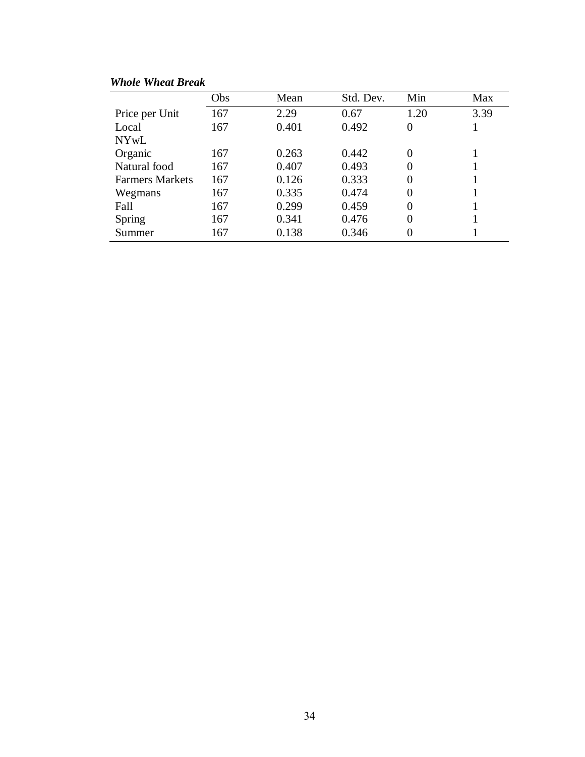***Whole Wheat Break***

| | Obs | Mean | Std. Dev. | Min | Max |
|---|---|---|---|---|---|
| Price per Unit | 167 | 2.29 | 0.67 | 1.20 | 3.39 |
| Local | 167 | 0.401 | 0.492 | 0 | 1 |
| NYwL | | | | | |
| Organic | 167 | 0.263 | 0.442 | 0 | 1 |
| Natural food | 167 | 0.407 | 0.493 | 0 | 1 |
| Farmers Markets | 167 | 0.126 | 0.333 | 0 | 1 |
| Wegmans | 167 | 0.335 | 0.474 | 0 | 1 |
| Fall | 167 | 0.299 | 0.459 | 0 | 1 |
| Spring | 167 | 0.341 | 0.476 | 0 | 1 |
| Summer | 167 | 0.138 | 0.346 | 0 | 1 |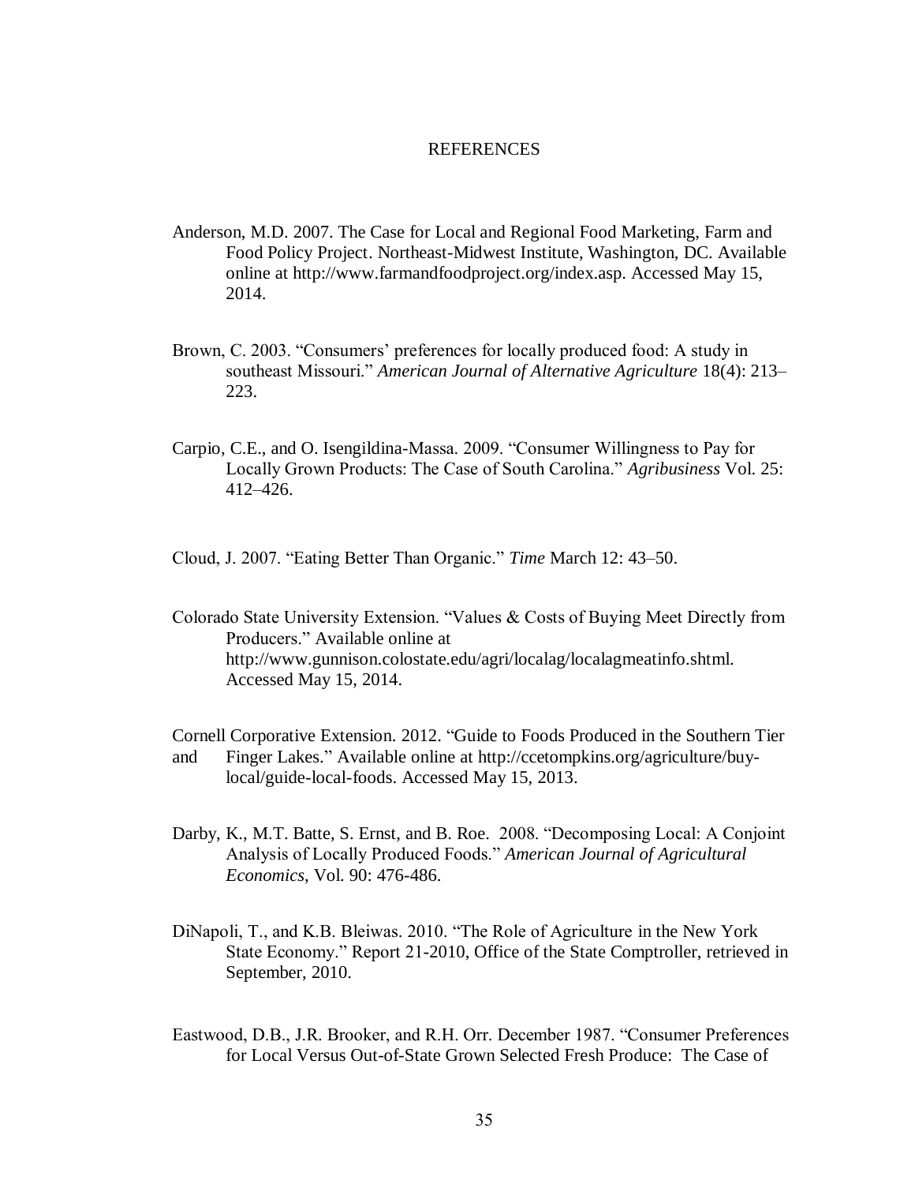# REFERENCES

Anderson, M.D. 2007. The Case for Local and Regional Food Marketing, Farm and Food Policy Project. Northeast-Midwest Institute, Washington, DC. Available online at http://www.farmandfoodproject.org/index.asp. Accessed May 15, 2014.

Brown, C. 2003. "Consumers' preferences for locally produced food: A study in southeast Missouri." *American Journal of Alternative Agriculture* 18(4): 213–223.

Carpio, C.E., and O. Isengildina-Massa. 2009. "Consumer Willingness to Pay for Locally Grown Products: The Case of South Carolina." *Agribusiness* Vol. 25: 412–426.

Cloud, J. 2007. "Eating Better Than Organic." *Time* March 12: 43–50.

Colorado State University Extension. "Values & Costs of Buying Meet Directly from Producers." Available online at http://www.gunnison.colostate.edu/agri/localag/localagmeatinfo.shtml. Accessed May 15, 2014.

Cornell Corporative Extension. 2012. "Guide to Foods Produced in the Southern Tier and Finger Lakes." Available online at http://ccetompkins.org/agriculture/buy-local/guide-local-foods. Accessed May 15, 2013.

Darby, K., M.T. Batte, S. Ernst, and B. Roe. 2008. "Decomposing Local: A Conjoint Analysis of Locally Produced Foods." *American Journal of Agricultural Economics*, Vol. 90: 476-486.

DiNapoli, T., and K.B. Bleiwas. 2010. "The Role of Agriculture in the New York State Economy." Report 21-2010, Office of the State Comptroller, retrieved in September, 2010.

Eastwood, D.B., J.R. Brooker, and R.H. Orr. December 1987. "Consumer Preferences for Local Versus Out-of-State Grown Selected Fresh Produce: The Case of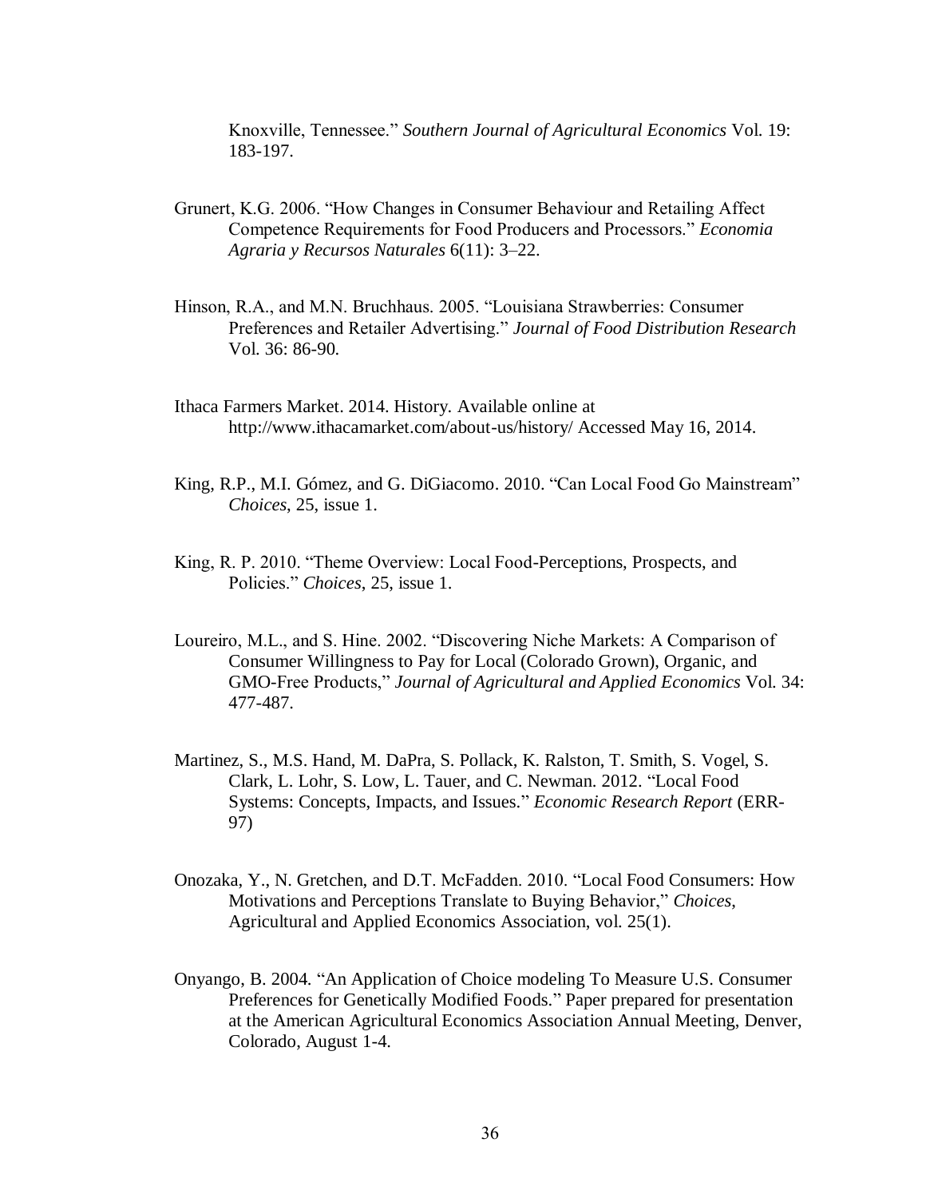Knoxville, Tennessee." *Southern Journal of Agricultural Economics* Vol. 19: 183-197.

Grunert, K.G. 2006. "How Changes in Consumer Behaviour and Retailing Affect Competence Requirements for Food Producers and Processors." *Economia Agraria y Recursos Naturales* 6(11): 3–22.

Hinson, R.A., and M.N. Bruchhaus. 2005. "Louisiana Strawberries: Consumer Preferences and Retailer Advertising." *Journal of Food Distribution Research* Vol. 36: 86-90.

Ithaca Farmers Market. 2014. History. Available online at http://www.ithacamarket.com/about-us/history/ Accessed May 16, 2014.

King, R.P., M.I. Gómez, and G. DiGiacomo. 2010. "Can Local Food Go Mainstream" *Choices*, 25, issue 1.

King, R. P. 2010. "Theme Overview: Local Food-Perceptions, Prospects, and Policies." *Choices*, 25, issue 1.

Loureiro, M.L., and S. Hine. 2002. "Discovering Niche Markets: A Comparison of Consumer Willingness to Pay for Local (Colorado Grown), Organic, and GMO-Free Products," *Journal of Agricultural and Applied Economics* Vol. 34: 477-487.

Martinez, S., M.S. Hand, M. DaPra, S. Pollack, K. Ralston, T. Smith, S. Vogel, S. Clark, L. Lohr, S. Low, L. Tauer, and C. Newman. 2012. "Local Food Systems: Concepts, Impacts, and Issues." *Economic Research Report* (ERR-97)

Onozaka, Y., N. Gretchen, and D.T. McFadden. 2010. "Local Food Consumers: How Motivations and Perceptions Translate to Buying Behavior," *Choices*, Agricultural and Applied Economics Association, vol. 25(1).

Onyango, B. 2004. "An Application of Choice modeling To Measure U.S. Consumer Preferences for Genetically Modified Foods." Paper prepared for presentation at the American Agricultural Economics Association Annual Meeting, Denver, Colorado, August 1-4.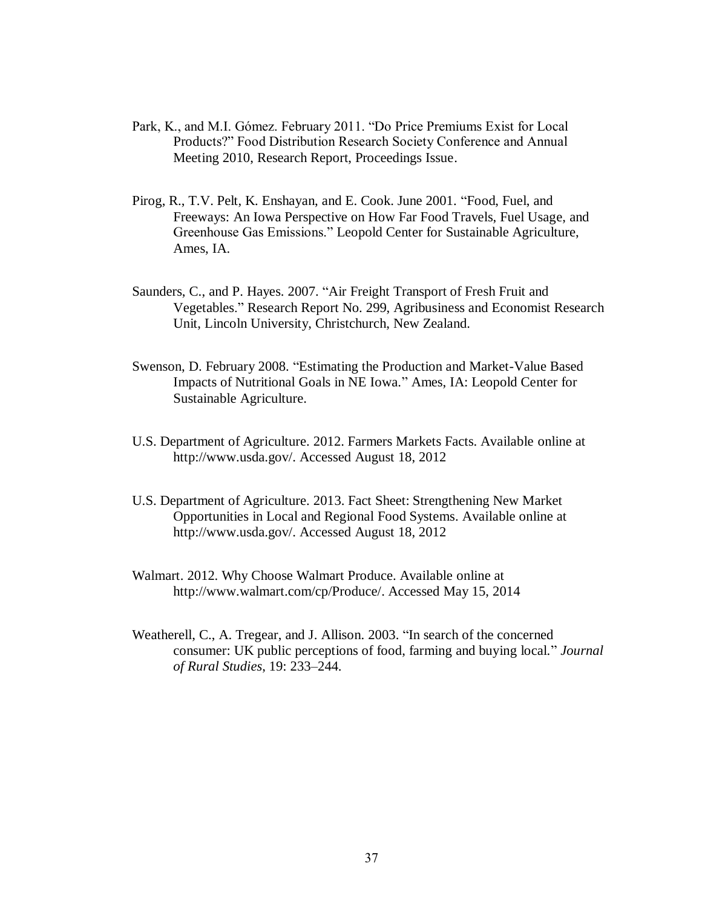Park, K., and M.I. Gómez. February 2011. "Do Price Premiums Exist for Local Products?" Food Distribution Research Society Conference and Annual Meeting 2010, Research Report, Proceedings Issue.

Pirog, R., T.V. Pelt, K. Enshayan, and E. Cook. June 2001. "Food, Fuel, and Freeways: An Iowa Perspective on How Far Food Travels, Fuel Usage, and Greenhouse Gas Emissions." Leopold Center for Sustainable Agriculture, Ames, IA.

Saunders, C., and P. Hayes. 2007. "Air Freight Transport of Fresh Fruit and Vegetables." Research Report No. 299, Agribusiness and Economist Research Unit, Lincoln University, Christchurch, New Zealand.

Swenson, D. February 2008. "Estimating the Production and Market-Value Based Impacts of Nutritional Goals in NE Iowa." Ames, IA: Leopold Center for Sustainable Agriculture.

U.S. Department of Agriculture. 2012. Farmers Markets Facts. Available online at http://www.usda.gov/. Accessed August 18, 2012

U.S. Department of Agriculture. 2013. Fact Sheet: Strengthening New Market Opportunities in Local and Regional Food Systems. Available online at http://www.usda.gov/. Accessed August 18, 2012

Walmart. 2012. Why Choose Walmart Produce. Available online at http://www.walmart.com/cp/Produce/. Accessed May 15, 2014

Weatherell, C., A. Tregear, and J. Allison. 2003. "In search of the concerned consumer: UK public perceptions of food, farming and buying local." *Journal of Rural Studies*, 19: 233–244.